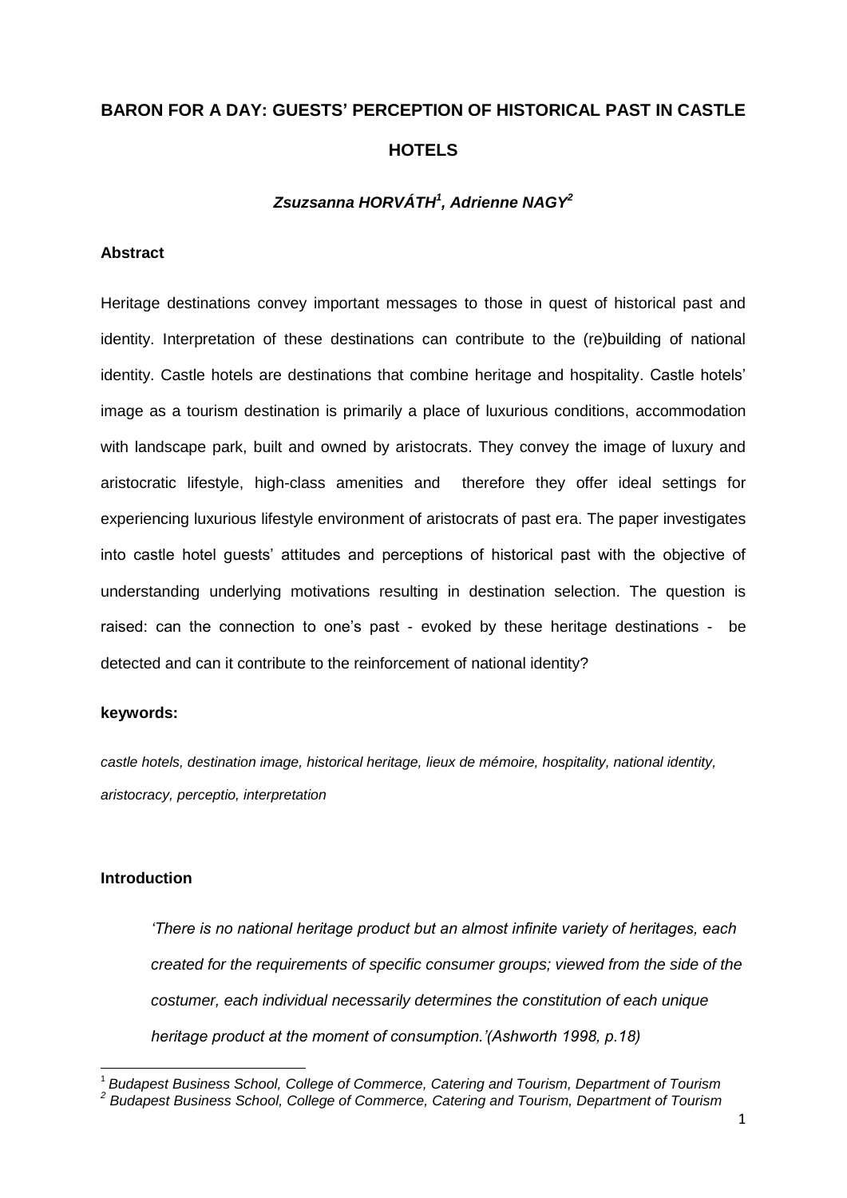# BARON FOR A DAY: GUESTS' PERCEPTION OF HISTORICAL PAST IN CASTLE HOTELS

***Zsuzsanna HORVÁTH[1], Adrienne NAGY[2]***

## Abstract

Heritage destinations convey important messages to those in quest of historical past and identity. Interpretation of these destinations can contribute to the (re)building of national identity. Castle hotels are destinations that combine heritage and hospitality. Castle hotels' image as a tourism destination is primarily a place of luxurious conditions, accommodation with landscape park, built and owned by aristocrats. They convey the image of luxury and aristocratic lifestyle, high-class amenities and therefore they offer ideal settings for experiencing luxurious lifestyle environment of aristocrats of past era. The paper investigates into castle hotel guests' attitudes and perceptions of historical past with the objective of understanding underlying motivations resulting in destination selection. The question is raised: can the connection to one's past - evoked by these heritage destinations - be detected and can it contribute to the reinforcement of national identity?

**keywords:**

*castle hotels, destination image, historical heritage, lieux de mémoire, hospitality, national identity, aristocracy, perceptio, interpretation*

## Introduction

> *'There is no national heritage product but an almost infinite variety of heritages, each created for the requirements of specific consumer groups; viewed from the side of the costumer, each individual necessarily determines the constitution of each unique heritage product at the moment of consumption.'(Ashworth 1998, p.18)*

---

[1] *Budapest Business School, College of Commerce, Catering and Tourism, Department of Tourism*

[2] *Budapest Business School, College of Commerce, Catering and Tourism, Department of Tourism*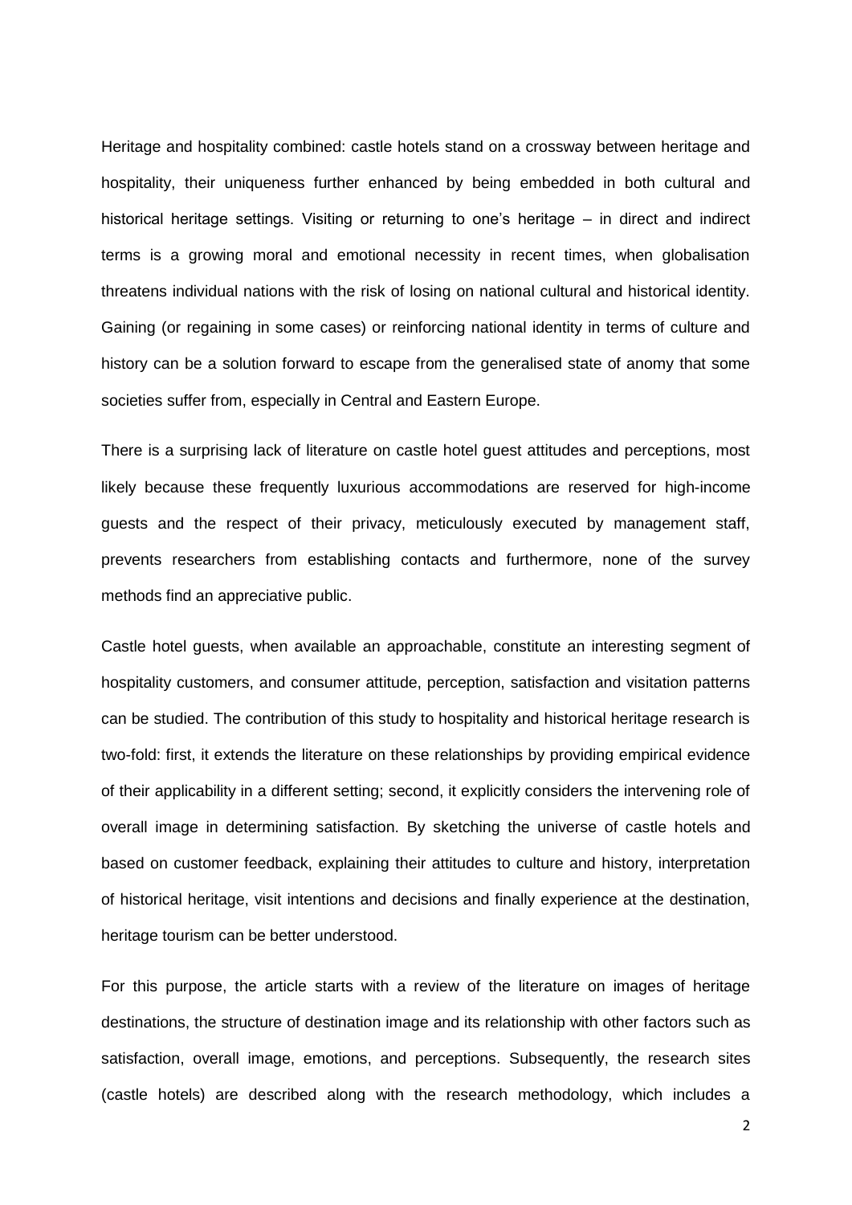Heritage and hospitality combined: castle hotels stand on a crossway between heritage and hospitality, their uniqueness further enhanced by being embedded in both cultural and historical heritage settings. Visiting or returning to one's heritage – in direct and indirect terms is a growing moral and emotional necessity in recent times, when globalisation threatens individual nations with the risk of losing on national cultural and historical identity. Gaining (or regaining in some cases) or reinforcing national identity in terms of culture and history can be a solution forward to escape from the generalised state of anomy that some societies suffer from, especially in Central and Eastern Europe.

There is a surprising lack of literature on castle hotel guest attitudes and perceptions, most likely because these frequently luxurious accommodations are reserved for high-income guests and the respect of their privacy, meticulously executed by management staff, prevents researchers from establishing contacts and furthermore, none of the survey methods find an appreciative public.

Castle hotel guests, when available an approachable, constitute an interesting segment of hospitality customers, and consumer attitude, perception, satisfaction and visitation patterns can be studied. The contribution of this study to hospitality and historical heritage research is two-fold: first, it extends the literature on these relationships by providing empirical evidence of their applicability in a different setting; second, it explicitly considers the intervening role of overall image in determining satisfaction. By sketching the universe of castle hotels and based on customer feedback, explaining their attitudes to culture and history, interpretation of historical heritage, visit intentions and decisions and finally experience at the destination, heritage tourism can be better understood.

For this purpose, the article starts with a review of the literature on images of heritage destinations, the structure of destination image and its relationship with other factors such as satisfaction, overall image, emotions, and perceptions. Subsequently, the research sites (castle hotels) are described along with the research methodology, which includes a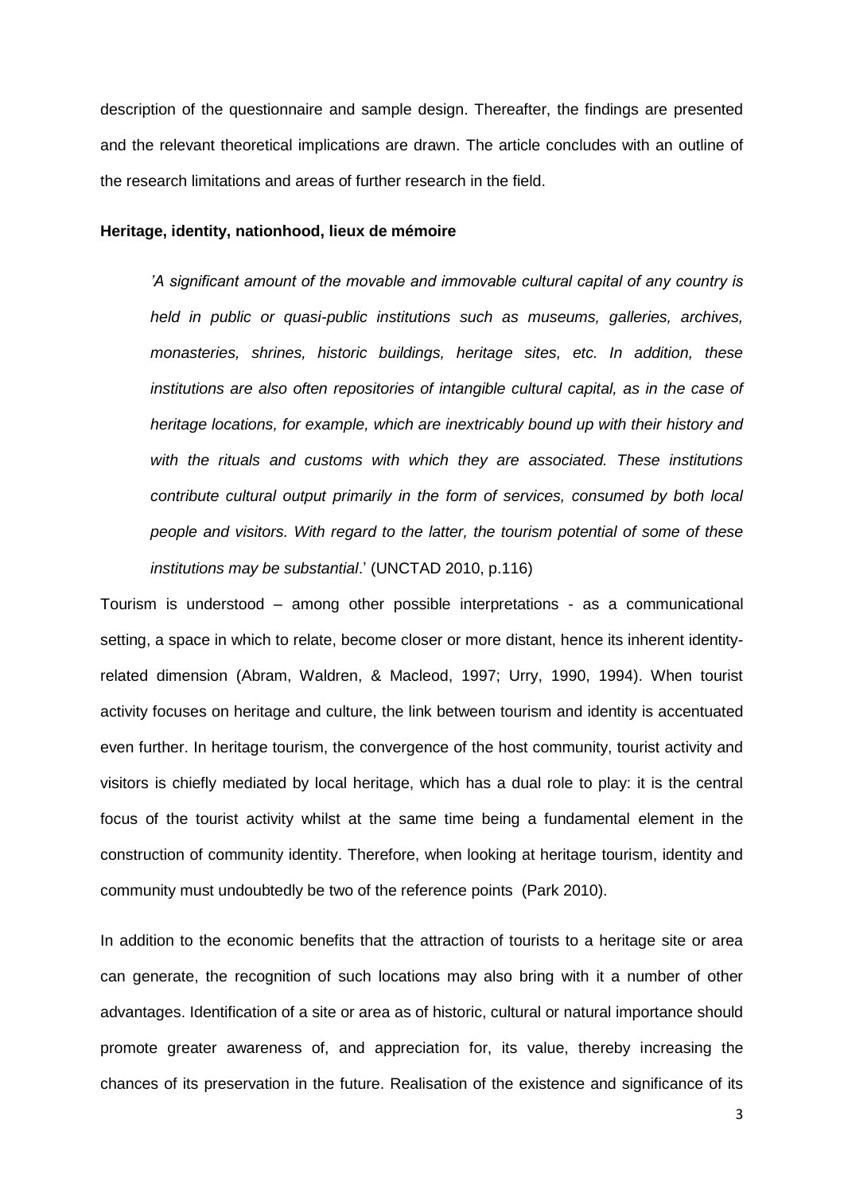description of the questionnaire and sample design. Thereafter, the findings are presented and the relevant theoretical implications are drawn. The article concludes with an outline of the research limitations and areas of further research in the field.

## Heritage, identity, nationhood, lieux de mémoire

> *'A significant amount of the movable and immovable cultural capital of any country is held in public or quasi-public institutions such as museums, galleries, archives, monasteries, shrines, historic buildings, heritage sites, etc. In addition, these institutions are also often repositories of intangible cultural capital, as in the case of heritage locations, for example, which are inextricably bound up with their history and with the rituals and customs with which they are associated. These institutions contribute cultural output primarily in the form of services, consumed by both local people and visitors. With regard to the latter, the tourism potential of some of these institutions may be substantial*.' (UNCTAD 2010, p.116)

Tourism is understood – among other possible interpretations - as a communicational setting, a space in which to relate, become closer or more distant, hence its inherent identity-related dimension (Abram, Waldren, & Macleod, 1997; Urry, 1990, 1994). When tourist activity focuses on heritage and culture, the link between tourism and identity is accentuated even further. In heritage tourism, the convergence of the host community, tourist activity and visitors is chiefly mediated by local heritage, which has a dual role to play: it is the central focus of the tourist activity whilst at the same time being a fundamental element in the construction of community identity. Therefore, when looking at heritage tourism, identity and community must undoubtedly be two of the reference points (Park 2010).

In addition to the economic benefits that the attraction of tourists to a heritage site or area can generate, the recognition of such locations may also bring with it a number of other advantages. Identification of a site or area as of historic, cultural or natural importance should promote greater awareness of, and appreciation for, its value, thereby increasing the chances of its preservation in the future. Realisation of the existence and significance of its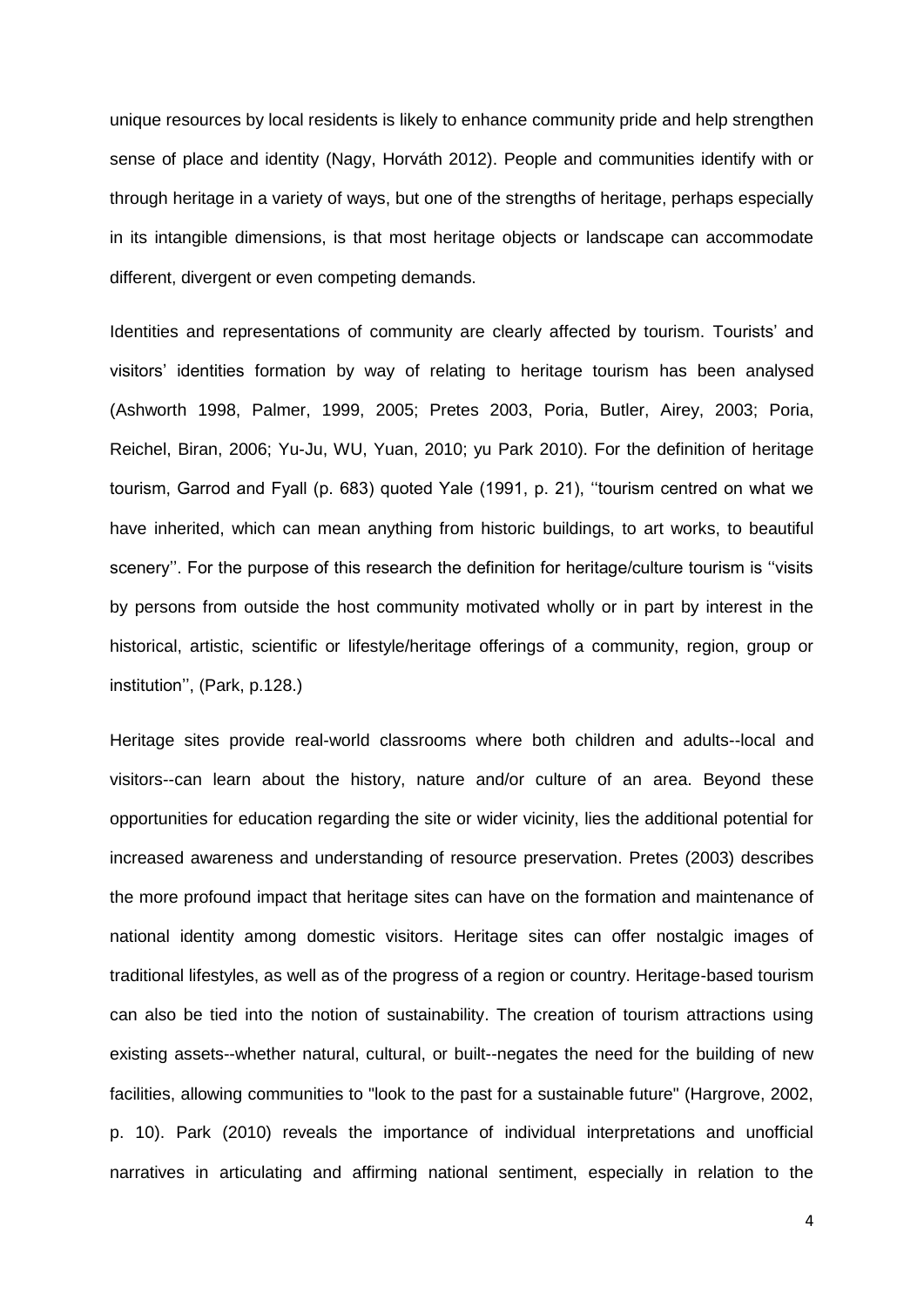unique resources by local residents is likely to enhance community pride and help strengthen sense of place and identity (Nagy, Horváth 2012). People and communities identify with or through heritage in a variety of ways, but one of the strengths of heritage, perhaps especially in its intangible dimensions, is that most heritage objects or landscape can accommodate different, divergent or even competing demands.

Identities and representations of community are clearly affected by tourism. Tourists' and visitors' identities formation by way of relating to heritage tourism has been analysed (Ashworth 1998, Palmer, 1999, 2005; Pretes 2003, Poria, Butler, Airey, 2003; Poria, Reichel, Biran, 2006; Yu-Ju, WU, Yuan, 2010; yu Park 2010). For the definition of heritage tourism, Garrod and Fyall (p. 683) quoted Yale (1991, p. 21), ''tourism centred on what we have inherited, which can mean anything from historic buildings, to art works, to beautiful scenery''. For the purpose of this research the definition for heritage/culture tourism is ''visits by persons from outside the host community motivated wholly or in part by interest in the historical, artistic, scientific or lifestyle/heritage offerings of a community, region, group or institution'', (Park, p.128.)

Heritage sites provide real-world classrooms where both children and adults--local and visitors--can learn about the history, nature and/or culture of an area. Beyond these opportunities for education regarding the site or wider vicinity, lies the additional potential for increased awareness and understanding of resource preservation. Pretes (2003) describes the more profound impact that heritage sites can have on the formation and maintenance of national identity among domestic visitors. Heritage sites can offer nostalgic images of traditional lifestyles, as well as of the progress of a region or country. Heritage-based tourism can also be tied into the notion of sustainability. The creation of tourism attractions using existing assets--whether natural, cultural, or built--negates the need for the building of new facilities, allowing communities to "look to the past for a sustainable future" (Hargrove, 2002, p. 10). Park (2010) reveals the importance of individual interpretations and unofficial narratives in articulating and affirming national sentiment, especially in relation to the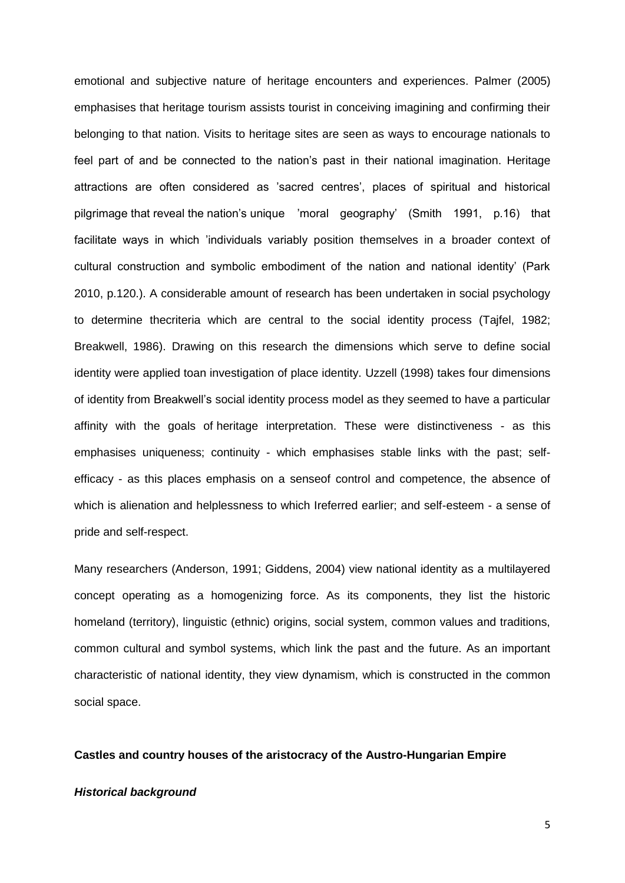emotional and subjective nature of heritage encounters and experiences. Palmer (2005) emphasises that heritage tourism assists tourist in conceiving imagining and confirming their belonging to that nation. Visits to heritage sites are seen as ways to encourage nationals to feel part of and be connected to the nation's past in their national imagination. Heritage attractions are often considered as 'sacred centres', places of spiritual and historical pilgrimage that reveal the nation's unique 'moral geography' (Smith 1991, p.16) that facilitate ways in which 'individuals variably position themselves in a broader context of cultural construction and symbolic embodiment of the nation and national identity' (Park 2010, p.120.). A considerable amount of research has been undertaken in social psychology to determine thecriteria which are central to the social identity process (Tajfel, 1982; Breakwell, 1986). Drawing on this research the dimensions which serve to define social identity were applied toan investigation of place identity. Uzzell (1998) takes four dimensions of identity from Breakwell's social identity process model as they seemed to have a particular affinity with the goals of heritage interpretation. These were distinctiveness - as this emphasises uniqueness; continuity - which emphasises stable links with the past; self-efficacy - as this places emphasis on a senseof control and competence, the absence of which is alienation and helplessness to which Ireferred earlier; and self-esteem - a sense of pride and self-respect.

Many researchers (Anderson, 1991; Giddens, 2004) view national identity as a multilayered concept operating as a homogenizing force. As its components, they list the historic homeland (territory), linguistic (ethnic) origins, social system, common values and traditions, common cultural and symbol systems, which link the past and the future. As an important characteristic of national identity, they view dynamism, which is constructed in the common social space.

## Castles and country houses of the aristocracy of the Austro-Hungarian Empire

### *Historical background*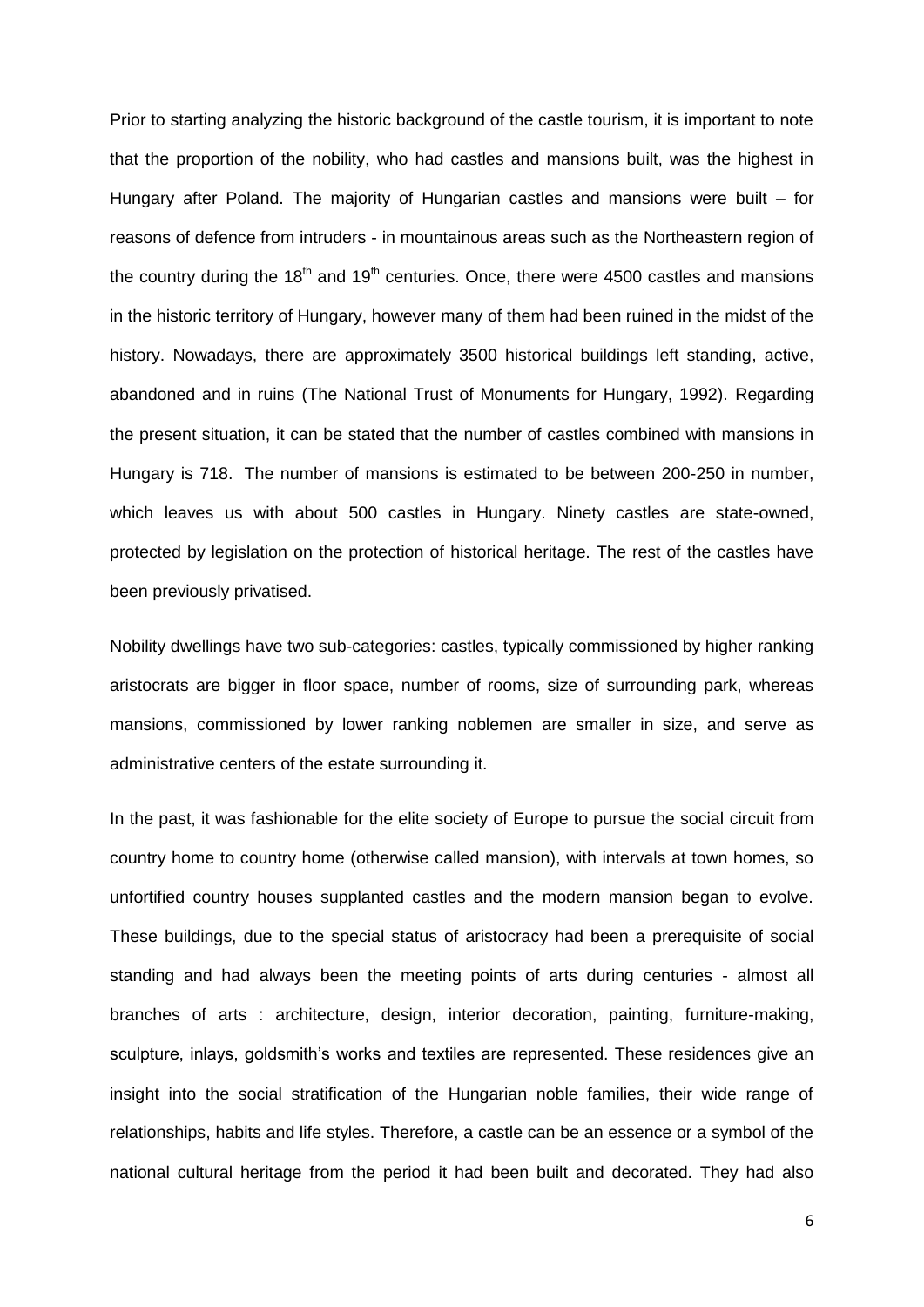Prior to starting analyzing the historic background of the castle tourism, it is important to note that the proportion of the nobility, who had castles and mansions built, was the highest in Hungary after Poland. The majority of Hungarian castles and mansions were built – for reasons of defence from intruders - in mountainous areas such as the Northeastern region of the country during the 18th and 19th centuries. Once, there were 4500 castles and mansions in the historic territory of Hungary, however many of them had been ruined in the midst of the history. Nowadays, there are approximately 3500 historical buildings left standing, active, abandoned and in ruins (The National Trust of Monuments for Hungary, 1992). Regarding the present situation, it can be stated that the number of castles combined with mansions in Hungary is 718. The number of mansions is estimated to be between 200-250 in number, which leaves us with about 500 castles in Hungary. Ninety castles are state-owned, protected by legislation on the protection of historical heritage. The rest of the castles have been previously privatised.

Nobility dwellings have two sub-categories: castles, typically commissioned by higher ranking aristocrats are bigger in floor space, number of rooms, size of surrounding park, whereas mansions, commissioned by lower ranking noblemen are smaller in size, and serve as administrative centers of the estate surrounding it.

In the past, it was fashionable for the elite society of Europe to pursue the social circuit from country home to country home (otherwise called mansion), with intervals at town homes, so unfortified country houses supplanted castles and the modern mansion began to evolve. These buildings, due to the special status of aristocracy had been a prerequisite of social standing and had always been the meeting points of arts during centuries - almost all branches of arts : architecture, design, interior decoration, painting, furniture-making, sculpture, inlays, goldsmith's works and textiles are represented. These residences give an insight into the social stratification of the Hungarian noble families, their wide range of relationships, habits and life styles. Therefore, a castle can be an essence or a symbol of the national cultural heritage from the period it had been built and decorated. They had also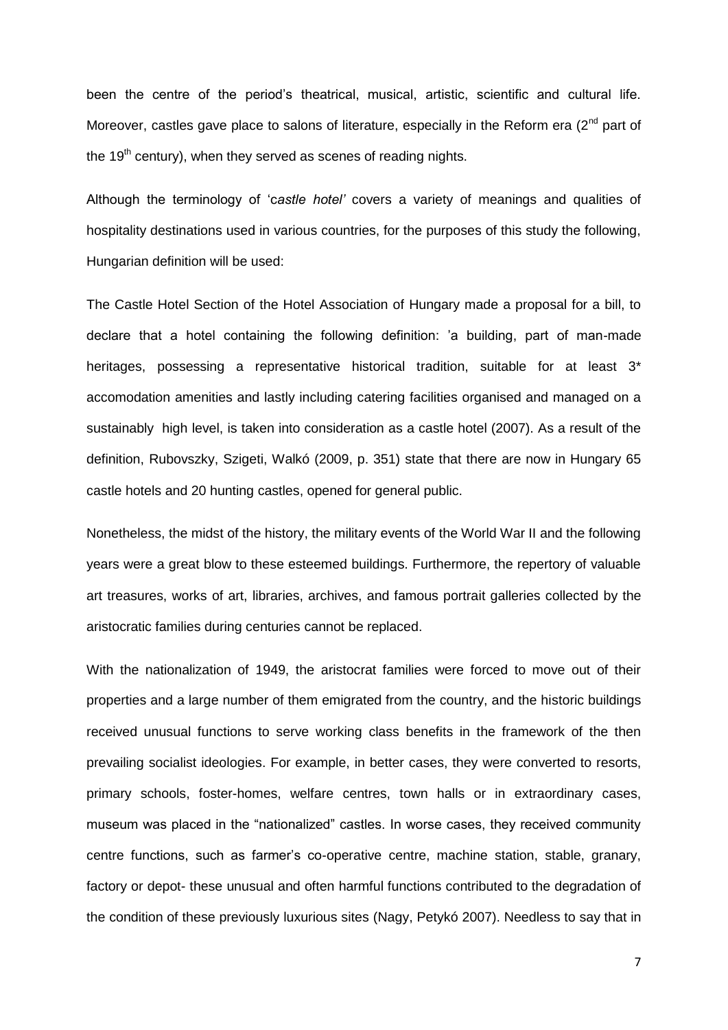been the centre of the period's theatrical, musical, artistic, scientific and cultural life. Moreover, castles gave place to salons of literature, especially in the Reform era (2$^{nd}$ part of the 19$^{th}$ century), when they served as scenes of reading nights.

Although the terminology of '*castle hotel'* covers a variety of meanings and qualities of hospitality destinations used in various countries, for the purposes of this study the following, Hungarian definition will be used:

The Castle Hotel Section of the Hotel Association of Hungary made a proposal for a bill, to declare that a hotel containing the following definition: 'a building, part of man-made heritages, possessing a representative historical tradition, suitable for at least 3* accomodation amenities and lastly including catering facilities organised and managed on a sustainably high level, is taken into consideration as a castle hotel (2007). As a result of the definition, Rubovszky, Szigeti, Walkó (2009, p. 351) state that there are now in Hungary 65 castle hotels and 20 hunting castles, opened for general public.

Nonetheless, the midst of the history, the military events of the World War II and the following years were a great blow to these esteemed buildings. Furthermore, the repertory of valuable art treasures, works of art, libraries, archives, and famous portrait galleries collected by the aristocratic families during centuries cannot be replaced.

With the nationalization of 1949, the aristocrat families were forced to move out of their properties and a large number of them emigrated from the country, and the historic buildings received unusual functions to serve working class benefits in the framework of the then prevailing socialist ideologies. For example, in better cases, they were converted to resorts, primary schools, foster-homes, welfare centres, town halls or in extraordinary cases, museum was placed in the "nationalized" castles. In worse cases, they received community centre functions, such as farmer's co-operative centre, machine station, stable, granary, factory or depot- these unusual and often harmful functions contributed to the degradation of the condition of these previously luxurious sites (Nagy, Petykó 2007). Needless to say that in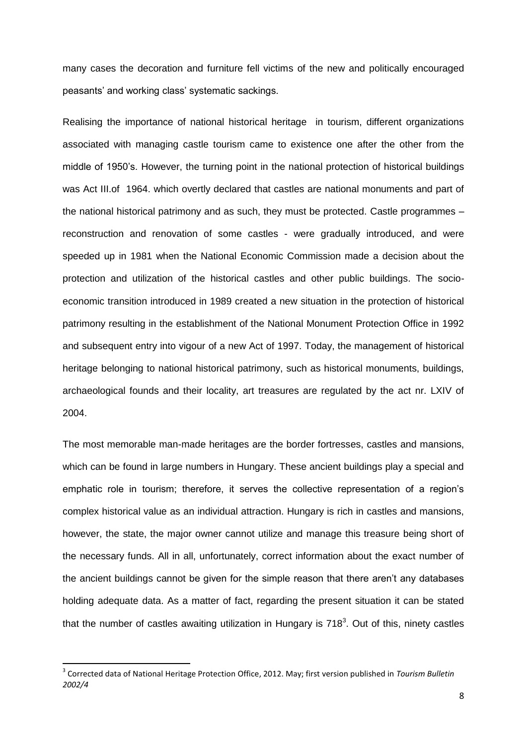many cases the decoration and furniture fell victims of the new and politically encouraged peasants' and working class' systematic sackings.

Realising the importance of national historical heritage in tourism, different organizations associated with managing castle tourism came to existence one after the other from the middle of 1950's. However, the turning point in the national protection of historical buildings was Act III.of 1964. which overtly declared that castles are national monuments and part of the national historical patrimony and as such, they must be protected. Castle programmes – reconstruction and renovation of some castles - were gradually introduced, and were speeded up in 1981 when the National Economic Commission made a decision about the protection and utilization of the historical castles and other public buildings. The socio-economic transition introduced in 1989 created a new situation in the protection of historical patrimony resulting in the establishment of the National Monument Protection Office in 1992 and subsequent entry into vigour of a new Act of 1997. Today, the management of historical heritage belonging to national historical patrimony, such as historical monuments, buildings, archaeological founds and their locality, art treasures are regulated by the act nr. LXIV of 2004.

The most memorable man-made heritages are the border fortresses, castles and mansions, which can be found in large numbers in Hungary. These ancient buildings play a special and emphatic role in tourism; therefore, it serves the collective representation of a region's complex historical value as an individual attraction. Hungary is rich in castles and mansions, however, the state, the major owner cannot utilize and manage this treasure being short of the necessary funds. All in all, unfortunately, correct information about the exact number of the ancient buildings cannot be given for the simple reason that there aren't any databases holding adequate data. As a matter of fact, regarding the present situation it can be stated that the number of castles awaiting utilization in Hungary is 718[3]. Out of this, ninety castles

[3] Corrected data of National Heritage Protection Office, 2012. May; first version published in *Tourism Bulletin 2002/4*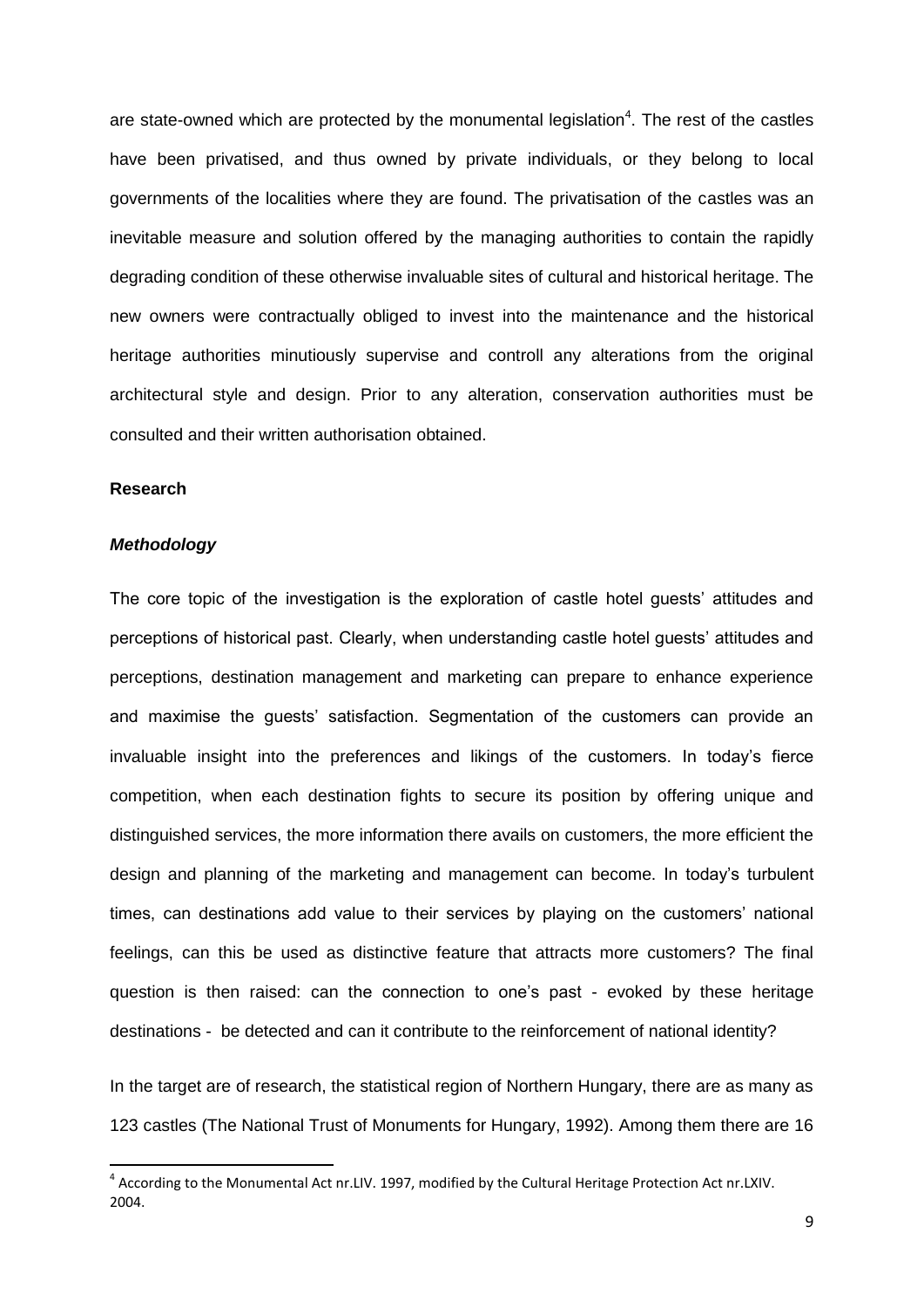are state-owned which are protected by the monumental legislation[4]. The rest of the castles have been privatised, and thus owned by private individuals, or they belong to local governments of the localities where they are found. The privatisation of the castles was an inevitable measure and solution offered by the managing authorities to contain the rapidly degrading condition of these otherwise invaluable sites of cultural and historical heritage. The new owners were contractually obliged to invest into the maintenance and the historical heritage authorities minutiously supervise and controll any alterations from the original architectural style and design. Prior to any alteration, conservation authorities must be consulted and their written authorisation obtained.

## Research

### *Methodology*

The core topic of the investigation is the exploration of castle hotel guests' attitudes and perceptions of historical past. Clearly, when understanding castle hotel guests' attitudes and perceptions, destination management and marketing can prepare to enhance experience and maximise the guests' satisfaction. Segmentation of the customers can provide an invaluable insight into the preferences and likings of the customers. In today's fierce competition, when each destination fights to secure its position by offering unique and distinguished services, the more information there avails on customers, the more efficient the design and planning of the marketing and management can become. In today's turbulent times, can destinations add value to their services by playing on the customers' national feelings, can this be used as distinctive feature that attracts more customers? The final question is then raised: can the connection to one's past - evoked by these heritage destinations - be detected and can it contribute to the reinforcement of national identity?

In the target are of research, the statistical region of Northern Hungary, there are as many as 123 castles (The National Trust of Monuments for Hungary, 1992). Among them there are 16

---

[4] According to the Monumental Act nr.LIV. 1997, modified by the Cultural Heritage Protection Act nr.LXIV. 2004.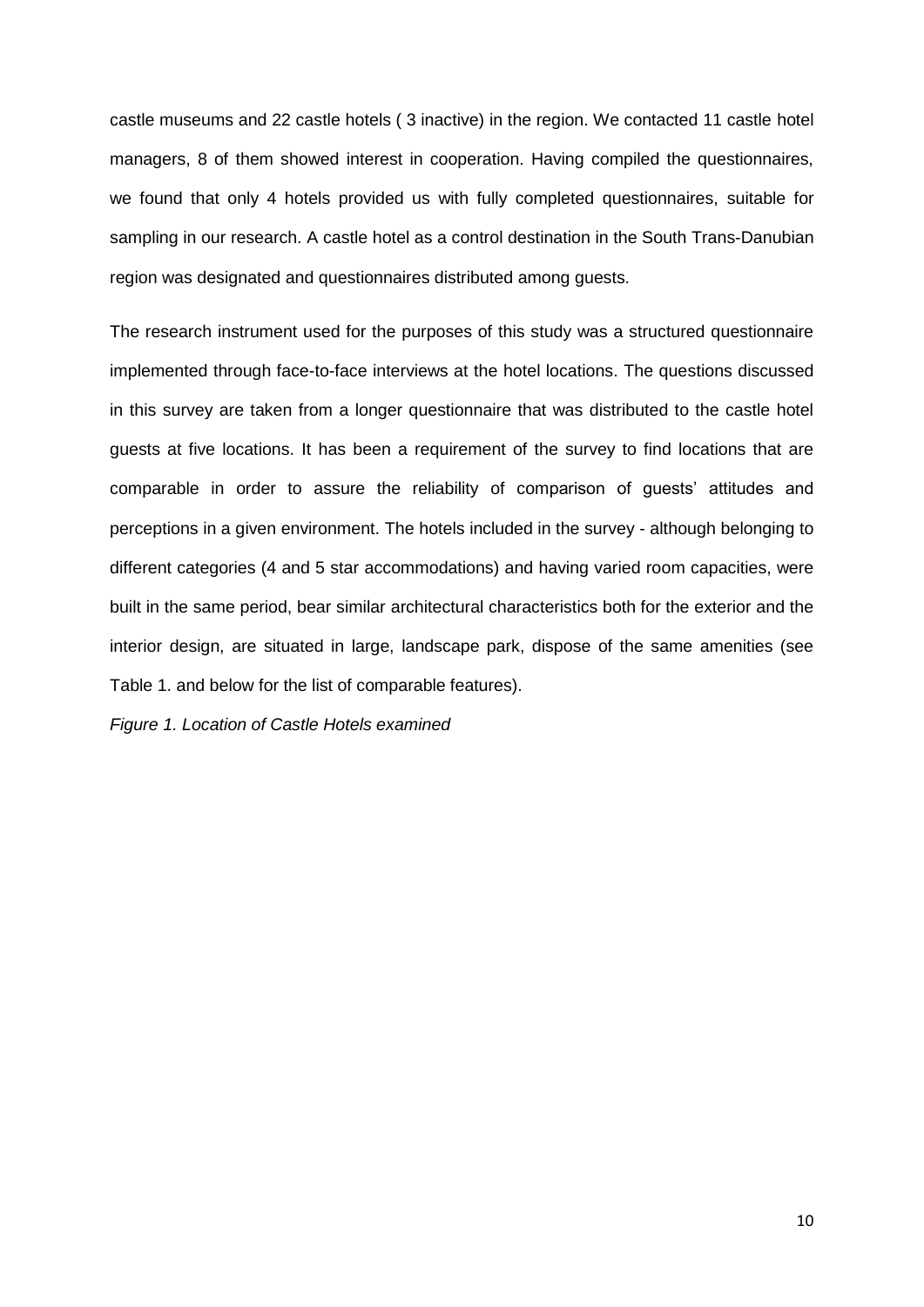castle museums and 22 castle hotels ( 3 inactive) in the region. We contacted 11 castle hotel managers, 8 of them showed interest in cooperation. Having compiled the questionnaires, we found that only 4 hotels provided us with fully completed questionnaires, suitable for sampling in our research. A castle hotel as a control destination in the South Trans-Danubian region was designated and questionnaires distributed among guests.

The research instrument used for the purposes of this study was a structured questionnaire implemented through face-to-face interviews at the hotel locations. The questions discussed in this survey are taken from a longer questionnaire that was distributed to the castle hotel guests at five locations. It has been a requirement of the survey to find locations that are comparable in order to assure the reliability of comparison of guests' attitudes and perceptions in a given environment. The hotels included in the survey - although belonging to different categories (4 and 5 star accommodations) and having varied room capacities, were built in the same period, bear similar architectural characteristics both for the exterior and the interior design, are situated in large, landscape park, dispose of the same amenities (see Table 1. and below for the list of comparable features).

*Figure 1. Location of Castle Hotels examined*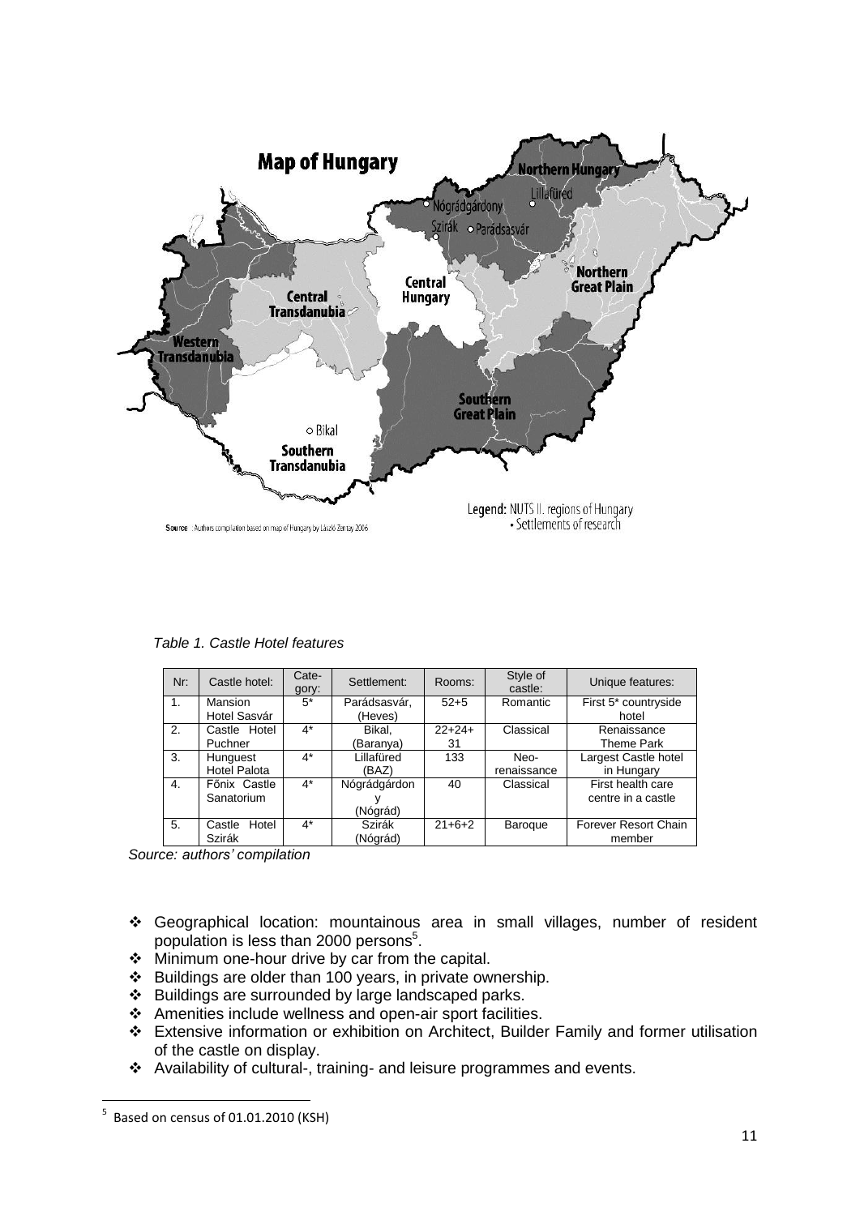*Table 1. Castle Hotel features*

| Nr: | Castle hotel: | Cate-gory: | Settlement: | Rooms: | Style of castle: | Unique features: |
|---|---|---|---|---|---|---|
| 1. | Mansion Hotel Sasvár | 5* | Parádsasvár, (Heves) | 52+5 | Romantic | First 5* countryside hotel |
| 2. | Castle Hotel Puchner | 4* | Bikal, (Baranya) | 22+24+31 | Classical | Renaissance Theme Park |
| 3. | Hunguest Hotel Palota | 4* | Lillafüred (BAZ) | 133 | Neo-renaissance | Largest Castle hotel in Hungary |
| 4. | Főnix Castle Sanatorium | 4* | Nógrádgárdony (Nógrád) | 40 | Classical | First health care centre in a castle |
| 5. | Castle Hotel Szirák | 4* | Szirák (Nógrád) | 21+6+2 | Baroque | Forever Resort Chain member |

*Source: authors' compilation*

- Geographical location: mountainous area in small villages, number of resident population is less than 2000 persons[5].
- Minimum one-hour drive by car from the capital.
- Buildings are older than 100 years, in private ownership.
- Buildings are surrounded by large landscaped parks.
- Amenities include wellness and open-air sport facilities.
- Extensive information or exhibition on Architect, Builder Family and former utilisation of the castle on display.
- Availability of cultural-, training- and leisure programmes and events.

[5] Based on census of 01.01.2010 (KSH)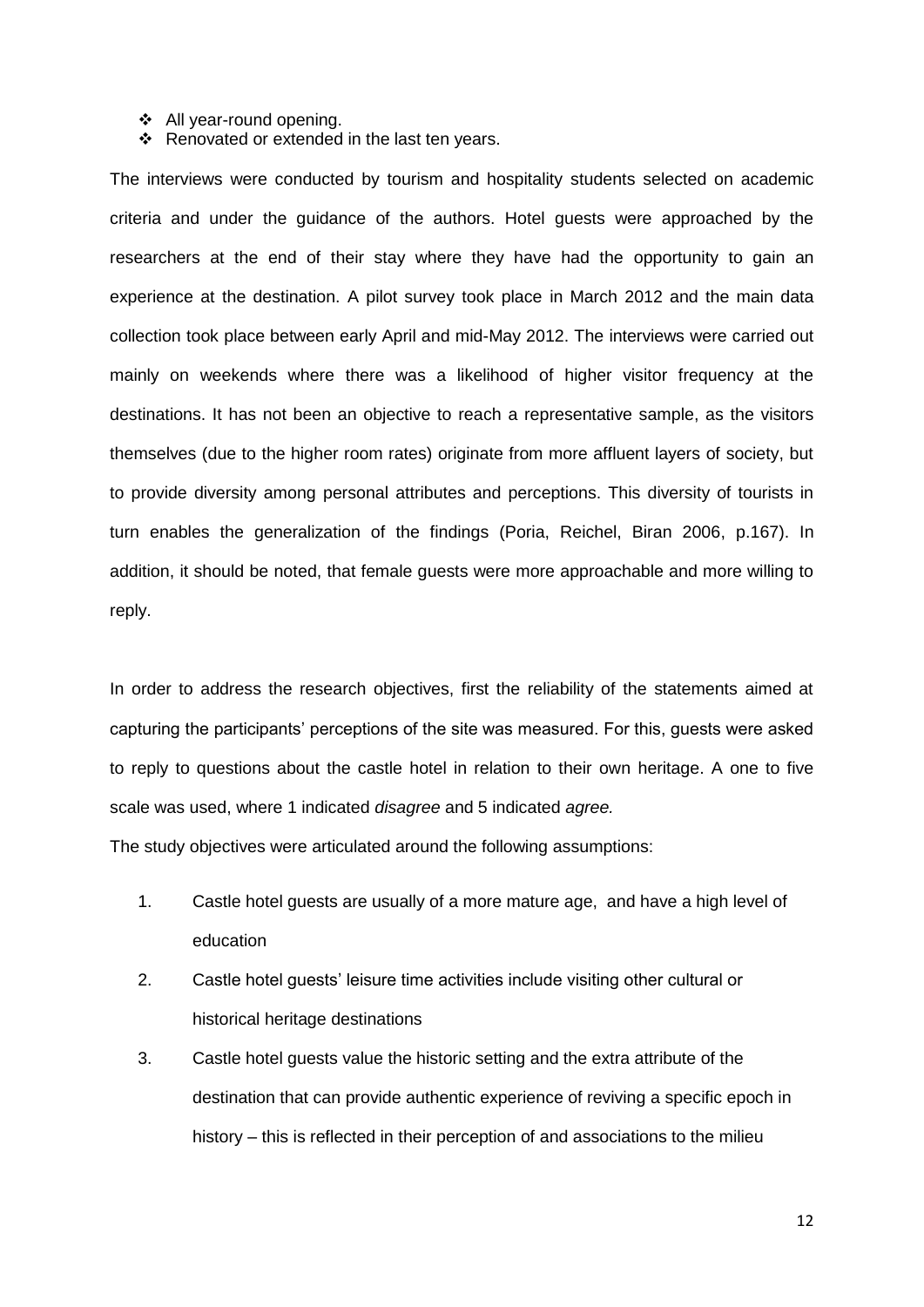- All year-round opening.
- Renovated or extended in the last ten years.

The interviews were conducted by tourism and hospitality students selected on academic criteria and under the guidance of the authors. Hotel guests were approached by the researchers at the end of their stay where they have had the opportunity to gain an experience at the destination. A pilot survey took place in March 2012 and the main data collection took place between early April and mid-May 2012. The interviews were carried out mainly on weekends where there was a likelihood of higher visitor frequency at the destinations. It has not been an objective to reach a representative sample, as the visitors themselves (due to the higher room rates) originate from more affluent layers of society, but to provide diversity among personal attributes and perceptions. This diversity of tourists in turn enables the generalization of the findings (Poria, Reichel, Biran 2006, p.167). In addition, it should be noted, that female guests were more approachable and more willing to reply.

In order to address the research objectives, first the reliability of the statements aimed at capturing the participants' perceptions of the site was measured. For this, guests were asked to reply to questions about the castle hotel in relation to their own heritage. A one to five scale was used, where 1 indicated *disagree* and 5 indicated *agree.*

The study objectives were articulated around the following assumptions:

1. Castle hotel guests are usually of a more mature age, and have a high level of education
2. Castle hotel guests' leisure time activities include visiting other cultural or historical heritage destinations
3. Castle hotel guests value the historic setting and the extra attribute of the destination that can provide authentic experience of reviving a specific epoch in history – this is reflected in their perception of and associations to the milieu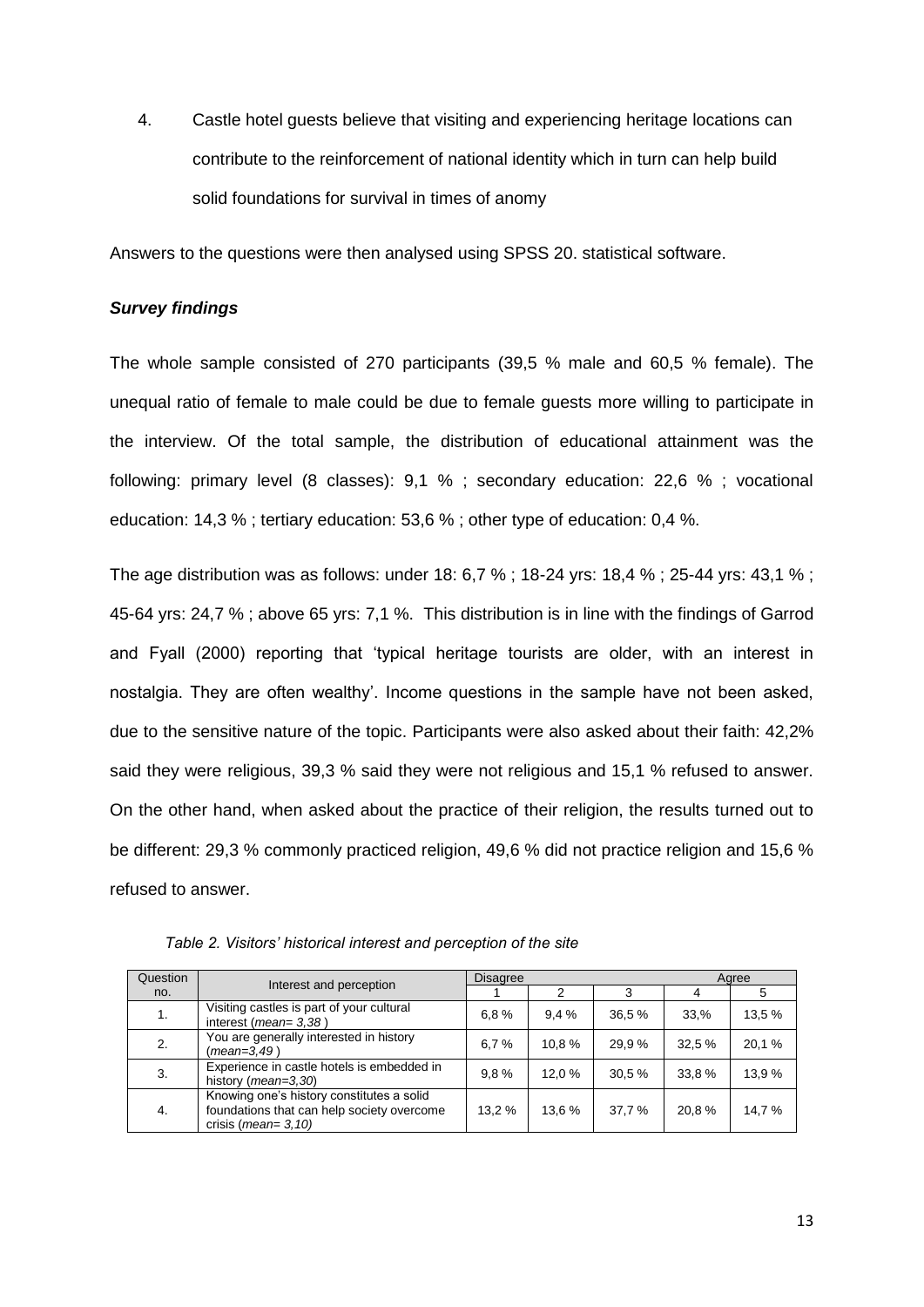4. Castle hotel guests believe that visiting and experiencing heritage locations can contribute to the reinforcement of national identity which in turn can help build solid foundations for survival in times of anomy

Answers to the questions were then analysed using SPSS 20. statistical software.

### *Survey findings*

The whole sample consisted of 270 participants (39,5 % male and 60,5 % female). The unequal ratio of female to male could be due to female guests more willing to participate in the interview. Of the total sample, the distribution of educational attainment was the following: primary level (8 classes): 9,1 % ; secondary education: 22,6 % ; vocational education: 14,3 % ; tertiary education: 53,6 % ; other type of education: 0,4 %.

The age distribution was as follows: under 18: 6,7 % ; 18-24 yrs: 18,4 % ; 25-44 yrs: 43,1 % ; 45-64 yrs: 24,7 % ; above 65 yrs: 7,1 %. This distribution is in line with the findings of Garrod and Fyall (2000) reporting that 'typical heritage tourists are older, with an interest in nostalgia. They are often wealthy'. Income questions in the sample have not been asked, due to the sensitive nature of the topic. Participants were also asked about their faith: 42,2% said they were religious, 39,3 % said they were not religious and 15,1 % refused to answer. On the other hand, when asked about the practice of their religion, the results turned out to be different: 29,3 % commonly practiced religion, 49,6 % did not practice religion and 15,6 % refused to answer.

*Table 2. Visitors' historical interest and perception of the site*

| Question no. | Interest and perception | Disagree | | | | Agree |
|---|---|---|---|---|---|---|
| | | 1 | 2 | 3 | 4 | 5 |
| 1. | Visiting castles is part of your cultural interest (*mean= 3,38* ) | 6,8 % | 9,4 % | 36,5 % | 33,% | 13,5 % |
| 2. | You are generally interested in history (*mean=3,49* ) | 6,7 % | 10,8 % | 29,9 % | 32,5 % | 20,1 % |
| 3. | Experience in castle hotels is embedded in history (*mean=3,30*) | 9,8 % | 12,0 % | 30,5 % | 33,8 % | 13,9 % |
| 4. | Knowing one's history constitutes a solid foundations that can help society overcome crisis (*mean= 3,10)* | 13,2 % | 13,6 % | 37,7 % | 20,8 % | 14,7 % |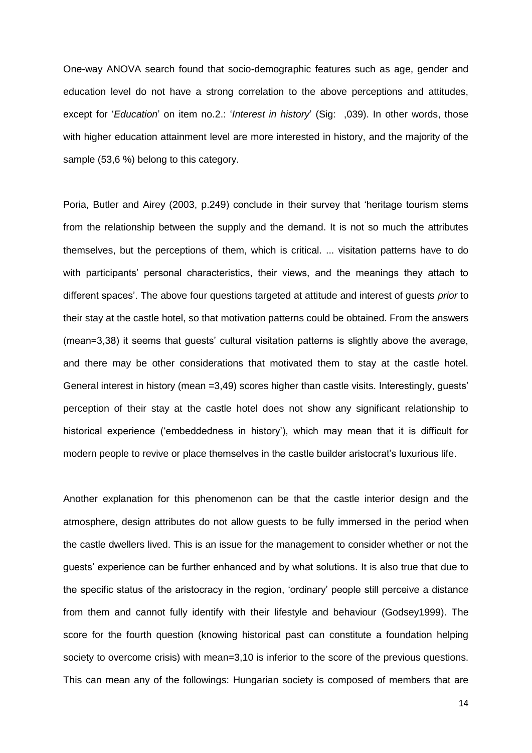One-way ANOVA search found that socio-demographic features such as age, gender and education level do not have a strong correlation to the above perceptions and attitudes, except for '*Education*' on item no.2.: '*Interest in history*' (Sig: ,039). In other words, those with higher education attainment level are more interested in history, and the majority of the sample (53,6 %) belong to this category.

Poria, Butler and Airey (2003, p.249) conclude in their survey that 'heritage tourism stems from the relationship between the supply and the demand. It is not so much the attributes themselves, but the perceptions of them, which is critical. ... visitation patterns have to do with participants' personal characteristics, their views, and the meanings they attach to different spaces'. The above four questions targeted at attitude and interest of guests *prior* to their stay at the castle hotel, so that motivation patterns could be obtained. From the answers (mean=3,38) it seems that guests' cultural visitation patterns is slightly above the average, and there may be other considerations that motivated them to stay at the castle hotel. General interest in history (mean =3,49) scores higher than castle visits. Interestingly, guests' perception of their stay at the castle hotel does not show any significant relationship to historical experience ('embeddedness in history'), which may mean that it is difficult for modern people to revive or place themselves in the castle builder aristocrat's luxurious life.

Another explanation for this phenomenon can be that the castle interior design and the atmosphere, design attributes do not allow guests to be fully immersed in the period when the castle dwellers lived. This is an issue for the management to consider whether or not the guests' experience can be further enhanced and by what solutions. It is also true that due to the specific status of the aristocracy in the region, 'ordinary' people still perceive a distance from them and cannot fully identify with their lifestyle and behaviour (Godsey1999). The score for the fourth question (knowing historical past can constitute a foundation helping society to overcome crisis) with mean=3,10 is inferior to the score of the previous questions. This can mean any of the followings: Hungarian society is composed of members that are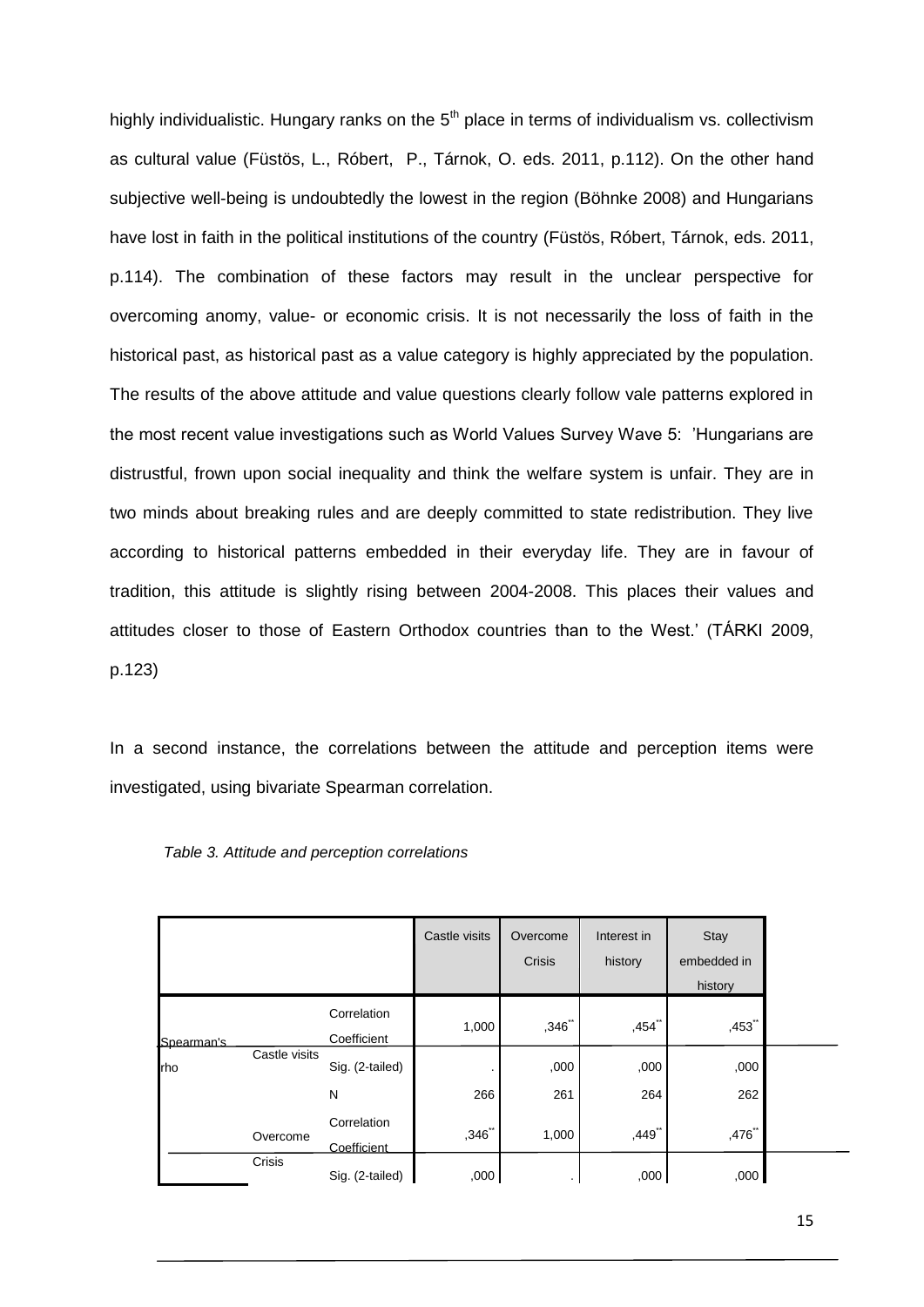highly individualistic. Hungary ranks on the 5th place in terms of individualism vs. collectivism as cultural value (Füstös, L., Róbert, P., Tárnok, O. eds. 2011, p.112). On the other hand subjective well-being is undoubtedly the lowest in the region (Böhnke 2008) and Hungarians have lost in faith in the political institutions of the country (Füstös, Róbert, Tárnok, eds. 2011, p.114). The combination of these factors may result in the unclear perspective for overcoming anomy, value- or economic crisis. It is not necessarily the loss of faith in the historical past, as historical past as a value category is highly appreciated by the population. The results of the above attitude and value questions clearly follow vale patterns explored in the most recent value investigations such as World Values Survey Wave 5: 'Hungarians are distrustful, frown upon social inequality and think the welfare system is unfair. They are in two minds about breaking rules and are deeply committed to state redistribution. They live according to historical patterns embedded in their everyday life. They are in favour of tradition, this attitude is slightly rising between 2004-2008. This places their values and attitudes closer to those of Eastern Orthodox countries than to the West.' (TÁRKI 2009, p.123)

In a second instance, the correlations between the attitude and perception items were investigated, using bivariate Spearman correlation.

*Table 3. Attitude and perception correlations*

| | | | Castle visits | Overcome Crisis | Interest in history | Stay embedded in history |
|---|---|---|---|---|---|---|
| Spearman's rho | Castle visits | Correlation Coefficient | 1,000 | ,346** | ,454** | ,453** |
| | | Sig. (2-tailed) | . | ,000 | ,000 | ,000 |
| | | N | 266 | 261 | 264 | 262 |
| | Overcome Crisis | Correlation Coefficient | ,346** | 1,000 | ,449** | ,476** |
| | | Sig. (2-tailed) | ,000 | . | ,000 | ,000 |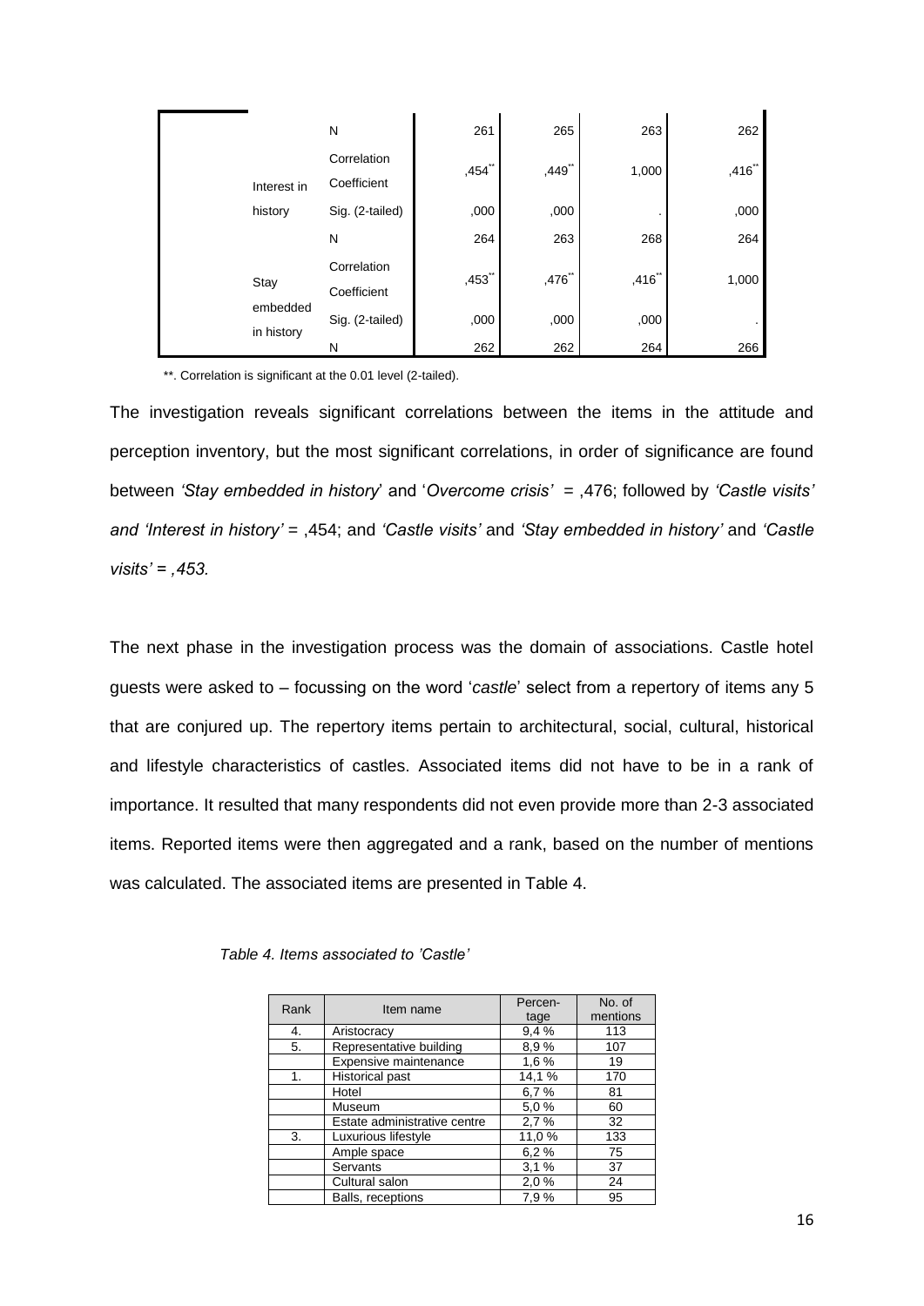| | | | | | |
|---|---|---|---|---|---|
| | N | 261 | 265 | 263 | 262 |
| Interest in history | Correlation Coefficient | ,454** | ,449** | 1,000 | ,416** |
| | Sig. (2-tailed) | ,000 | ,000 | . | ,000 |
| | N | 264 | 263 | 268 | 264 |
| Stay embedded in history | Correlation Coefficient | ,453** | ,476** | ,416** | 1,000 |
| | Sig. (2-tailed) | ,000 | ,000 | ,000 | . |
| | N | 262 | 262 | 264 | 266 |

**. Correlation is significant at the 0.01 level (2-tailed).

The investigation reveals significant correlations between the items in the attitude and perception inventory, but the most significant correlations, in order of significance are found between *'Stay embedded in history*' and '*Overcome crisis'* = ,476; followed by *'Castle visits' and 'Interest in history'* = ,454; and *'Castle visits'* and *'Stay embedded in history'* and *'Castle visits' = ,453.*

The next phase in the investigation process was the domain of associations. Castle hotel guests were asked to – focussing on the word '*castle*' select from a repertory of items any 5 that are conjured up. The repertory items pertain to architectural, social, cultural, historical and lifestyle characteristics of castles. Associated items did not have to be in a rank of importance. It resulted that many respondents did not even provide more than 2-3 associated items. Reported items were then aggregated and a rank, based on the number of mentions was calculated. The associated items are presented in Table 4.

*Table 4. Items associated to 'Castle'*

| Rank | Item name | Percen-tage | No. of mentions |
|---|---|---|---|
| 4. | Aristocracy | 9,4 % | 113 |
| 5. | Representative building | 8,9 % | 107 |
| | Expensive maintenance | 1,6 % | 19 |
| 1. | Historical past | 14,1 % | 170 |
| | Hotel | 6,7 % | 81 |
| | Museum | 5,0 % | 60 |
| | Estate administrative centre | 2,7 % | 32 |
| 3. | Luxurious lifestyle | 11,0 % | 133 |
| | Ample space | 6,2 % | 75 |
| | Servants | 3,1 % | 37 |
| | Cultural salon | 2,0 % | 24 |
| | Balls, receptions | 7,9 % | 95 |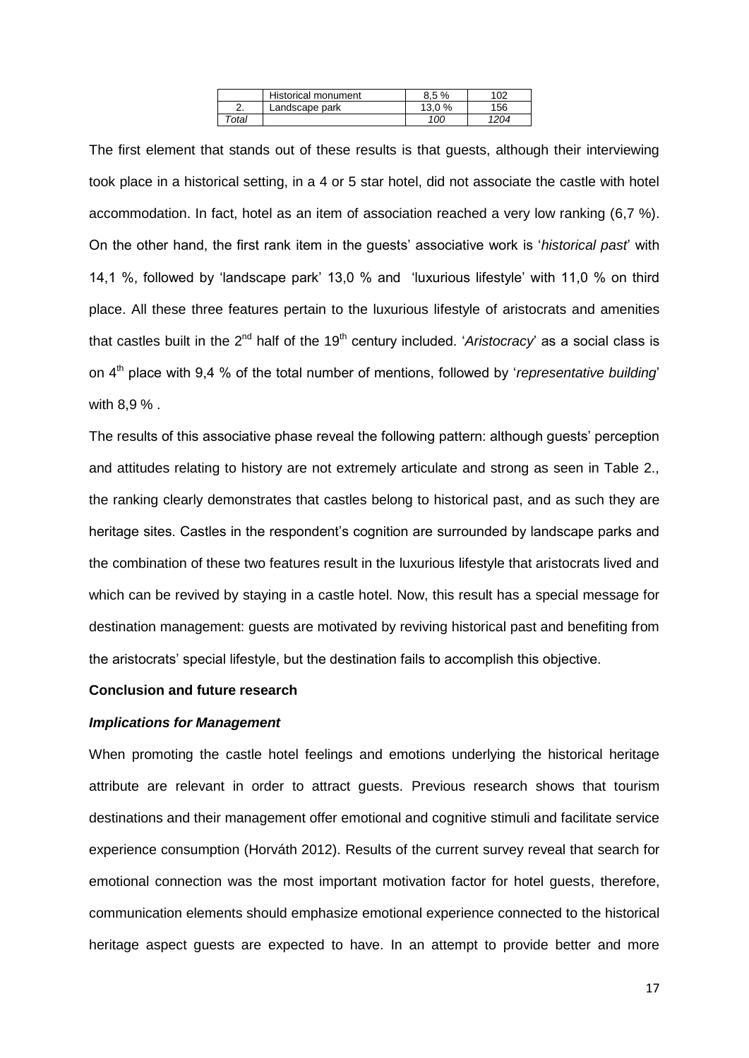| | Historical monument | 8,5 % | 102 |
|---|---|---|---|
| 2. | Landscape park | 13,0 % | 156 |
| *Total* | | *100* | *1204* |

The first element that stands out of these results is that guests, although their interviewing took place in a historical setting, in a 4 or 5 star hotel, did not associate the castle with hotel accommodation. In fact, hotel as an item of association reached a very low ranking (6,7 %). On the other hand, the first rank item in the guests' associative work is '*historical past*' with 14,1 %, followed by 'landscape park' 13,0 % and 'luxurious lifestyle' with 11,0 % on third place. All these three features pertain to the luxurious lifestyle of aristocrats and amenities that castles built in the 2nd half of the 19th century included. '*Aristocracy*' as a social class is on 4th place with 9,4 % of the total number of mentions, followed by '*representative building*' with 8,9 % .

The results of this associative phase reveal the following pattern: although guests' perception and attitudes relating to history are not extremely articulate and strong as seen in Table 2., the ranking clearly demonstrates that castles belong to historical past, and as such they are heritage sites. Castles in the respondent's cognition are surrounded by landscape parks and the combination of these two features result in the luxurious lifestyle that aristocrats lived and which can be revived by staying in a castle hotel. Now, this result has a special message for destination management: guests are motivated by reviving historical past and benefiting from the aristocrats' special lifestyle, but the destination fails to accomplish this objective.

## Conclusion and future research

### *Implications for Management*

When promoting the castle hotel feelings and emotions underlying the historical heritage attribute are relevant in order to attract guests. Previous research shows that tourism destinations and their management offer emotional and cognitive stimuli and facilitate service experience consumption (Horváth 2012). Results of the current survey reveal that search for emotional connection was the most important motivation factor for hotel guests, therefore, communication elements should emphasize emotional experience connected to the historical heritage aspect guests are expected to have. In an attempt to provide better and more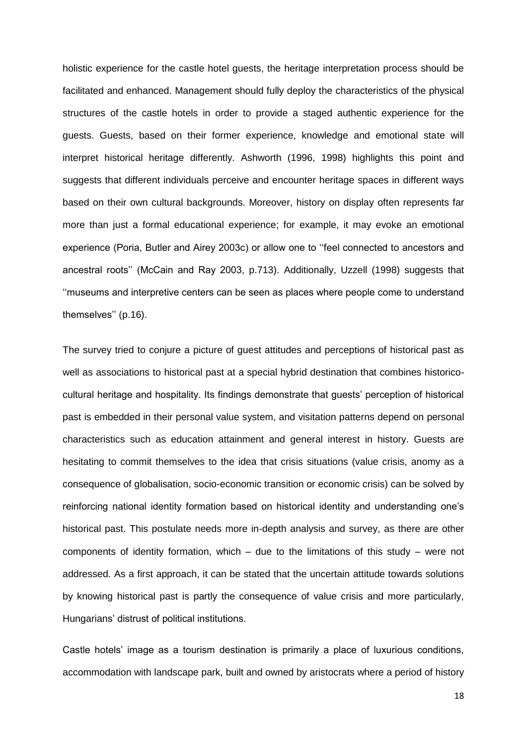holistic experience for the castle hotel guests, the heritage interpretation process should be facilitated and enhanced. Management should fully deploy the characteristics of the physical structures of the castle hotels in order to provide a staged authentic experience for the guests. Guests, based on their former experience, knowledge and emotional state will interpret historical heritage differently. Ashworth (1996, 1998) highlights this point and suggests that different individuals perceive and encounter heritage spaces in different ways based on their own cultural backgrounds. Moreover, history on display often represents far more than just a formal educational experience; for example, it may evoke an emotional experience (Poria, Butler and Airey 2003c) or allow one to ''feel connected to ancestors and ancestral roots'' (McCain and Ray 2003, p.713). Additionally, Uzzell (1998) suggests that ''museums and interpretive centers can be seen as places where people come to understand themselves'' (p.16).

The survey tried to conjure a picture of guest attitudes and perceptions of historical past as well as associations to historical past at a special hybrid destination that combines historico-cultural heritage and hospitality. Its findings demonstrate that guests' perception of historical past is embedded in their personal value system, and visitation patterns depend on personal characteristics such as education attainment and general interest in history. Guests are hesitating to commit themselves to the idea that crisis situations (value crisis, anomy as a consequence of globalisation, socio-economic transition or economic crisis) can be solved by reinforcing national identity formation based on historical identity and understanding one's historical past. This postulate needs more in-depth analysis and survey, as there are other components of identity formation, which – due to the limitations of this study – were not addressed. As a first approach, it can be stated that the uncertain attitude towards solutions by knowing historical past is partly the consequence of value crisis and more particularly, Hungarians' distrust of political institutions.

Castle hotels' image as a tourism destination is primarily a place of luxurious conditions, accommodation with landscape park, built and owned by aristocrats where a period of history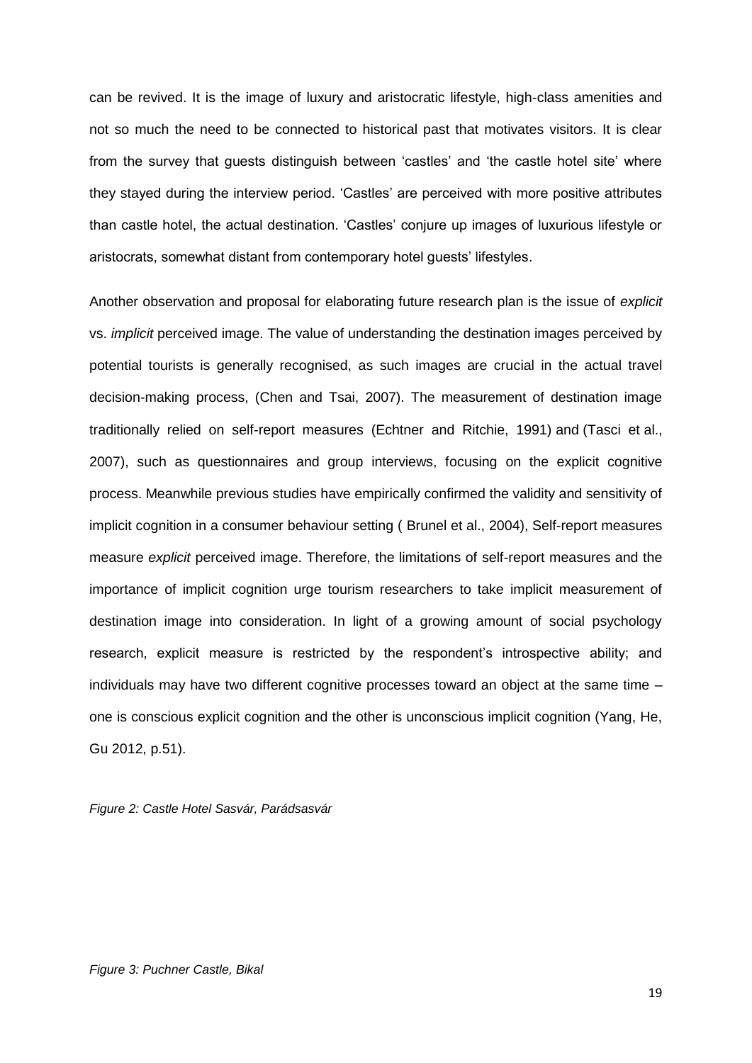can be revived. It is the image of luxury and aristocratic lifestyle, high-class amenities and not so much the need to be connected to historical past that motivates visitors. It is clear from the survey that guests distinguish between 'castles' and 'the castle hotel site' where they stayed during the interview period. 'Castles' are perceived with more positive attributes than castle hotel, the actual destination. 'Castles' conjure up images of luxurious lifestyle or aristocrats, somewhat distant from contemporary hotel guests' lifestyles.

Another observation and proposal for elaborating future research plan is the issue of *explicit* vs. *implicit* perceived image. The value of understanding the destination images perceived by potential tourists is generally recognised, as such images are crucial in the actual travel decision-making process, (Chen and Tsai, 2007). The measurement of destination image traditionally relied on self-report measures (Echtner and Ritchie, 1991) and (Tasci et al., 2007), such as questionnaires and group interviews, focusing on the explicit cognitive process. Meanwhile previous studies have empirically confirmed the validity and sensitivity of implicit cognition in a consumer behaviour setting ( Brunel et al., 2004), Self-report measures measure *explicit* perceived image. Therefore, the limitations of self-report measures and the importance of implicit cognition urge tourism researchers to take implicit measurement of destination image into consideration. In light of a growing amount of social psychology research, explicit measure is restricted by the respondent's introspective ability; and individuals may have two different cognitive processes toward an object at the same time – one is conscious explicit cognition and the other is unconscious implicit cognition (Yang, He, Gu 2012, p.51).

*Figure 2: Castle Hotel Sasvár, Parádsasvár*

*Figure 3: Puchner Castle, Bikal*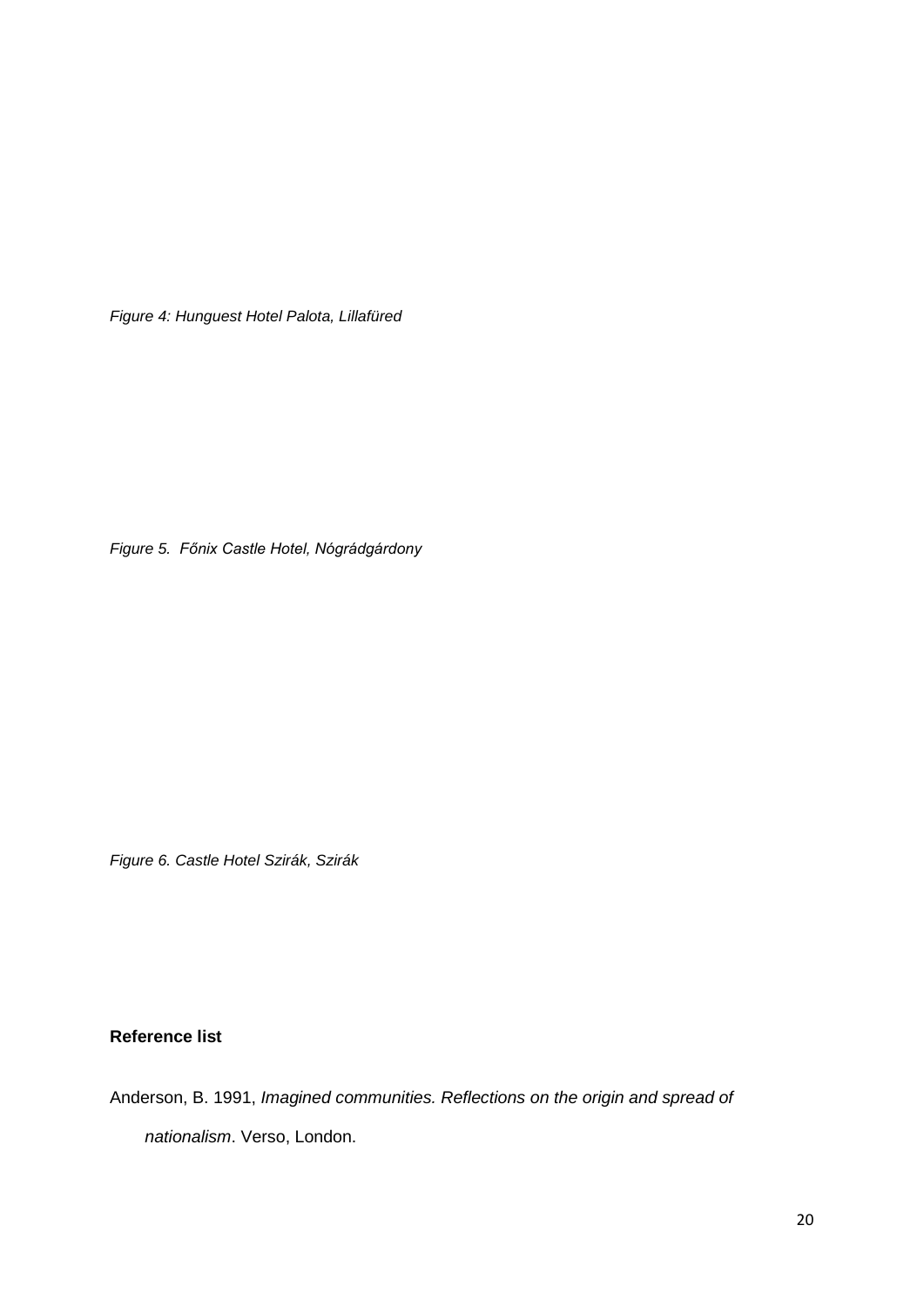*Figure 4: Hunguest Hotel Palota, Lillafüred*

*Figure 5. Főnix Castle Hotel, Nógrádgárdony*

*Figure 6. Castle Hotel Szirák, Szirák*

**Reference list**

Anderson, B. 1991, *Imagined communities. Reflections on the origin and spread of nationalism*. Verso, London.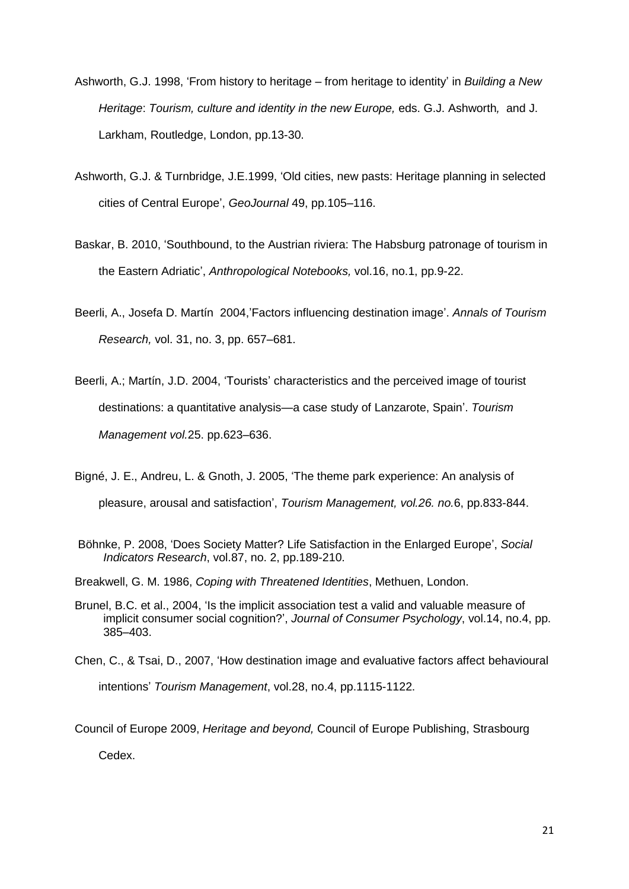Ashworth, G.J. 1998, 'From history to heritage – from heritage to identity' in *Building a New Heritage*: *Tourism, culture and identity in the new Europe,* eds. G.J. Ashworth*,* and J. Larkham, Routledge, London, pp.13-30.

Ashworth, G.J. & Turnbridge, J.E.1999, 'Old cities, new pasts: Heritage planning in selected cities of Central Europe', *GeoJournal* 49, pp.105–116.

Baskar, B. 2010, 'Southbound, to the Austrian riviera: The Habsburg patronage of tourism in the Eastern Adriatic', *Anthropological Notebooks,* vol.16, no.1, pp.9-22.

Beerli, A., Josefa D. Martín 2004,'Factors influencing destination image'. *Annals of Tourism Research,* vol. 31, no. 3, pp. 657–681.

Beerli, A.; Martín, J.D. 2004, 'Tourists' characteristics and the perceived image of tourist destinations: a quantitative analysis—a case study of Lanzarote, Spain'. *Tourism Management vol.*25. pp.623–636.

Bigné, J. E., Andreu, L. & Gnoth, J. 2005, 'The theme park experience: An analysis of pleasure, arousal and satisfaction', *Tourism Management, vol.26. no.*6, pp.833-844.

Böhnke, P. 2008, 'Does Society Matter? Life Satisfaction in the Enlarged Europe', *Social Indicators Research*, vol.87, no. 2, pp.189-210.

Breakwell, G. M. 1986, *Coping with Threatened Identities*, Methuen, London.

Brunel, B.C. et al., 2004, 'Is the implicit association test a valid and valuable measure of implicit consumer social cognition?', *Journal of Consumer Psychology*, vol.14, no.4, pp. 385–403.

Chen, C., & Tsai, D., 2007, 'How destination image and evaluative factors affect behavioural intentions' *Tourism Management*, vol.28, no.4, pp.1115-1122.

Council of Europe 2009, *Heritage and beyond,* Council of Europe Publishing, Strasbourg Cedex.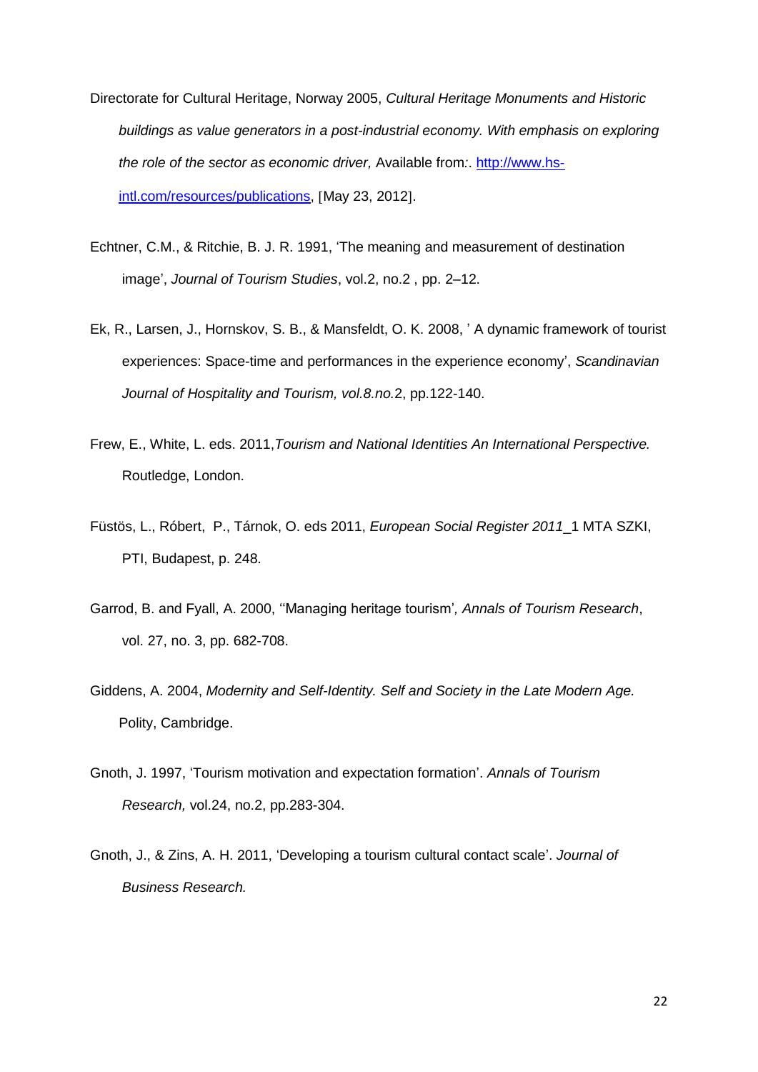Directorate for Cultural Heritage, Norway 2005, *Cultural Heritage Monuments and Historic buildings as value generators in a post-industrial economy. With emphasis on exploring the role of the sector as economic driver,* Available from:. http://www.hs-intl.com/resources/publications, [May 23, 2012].

Echtner, C.M., & Ritchie, B. J. R. 1991, 'The meaning and measurement of destination image', *Journal of Tourism Studies*, vol.2, no.2 , pp. 2–12.

Ek, R., Larsen, J., Hornskov, S. B., & Mansfeldt, O. K. 2008, ' A dynamic framework of tourist experiences: Space-time and performances in the experience economy', *Scandinavian Journal of Hospitality and Tourism, vol.8.no.*2, pp.122-140.

Frew, E., White, L. eds. 2011,*Tourism and National Identities An International Perspective.* Routledge, London.

Füstös, L., Róbert, P., Tárnok, O. eds 2011, *European Social Register 2011*_1 MTA SZKI, PTI, Budapest, p. 248.

Garrod, B. and Fyall, A. 2000, ''Managing heritage tourism'*, Annals of Tourism Research*, vol. 27, no. 3, pp. 682-708.

Giddens, A. 2004, *Modernity and Self-Identity. Self and Society in the Late Modern Age.* Polity, Cambridge.

Gnoth, J. 1997, 'Tourism motivation and expectation formation'. *Annals of Tourism Research,* vol.24, no.2, pp.283-304.

Gnoth, J., & Zins, A. H. 2011, 'Developing a tourism cultural contact scale'. *Journal of Business Research.*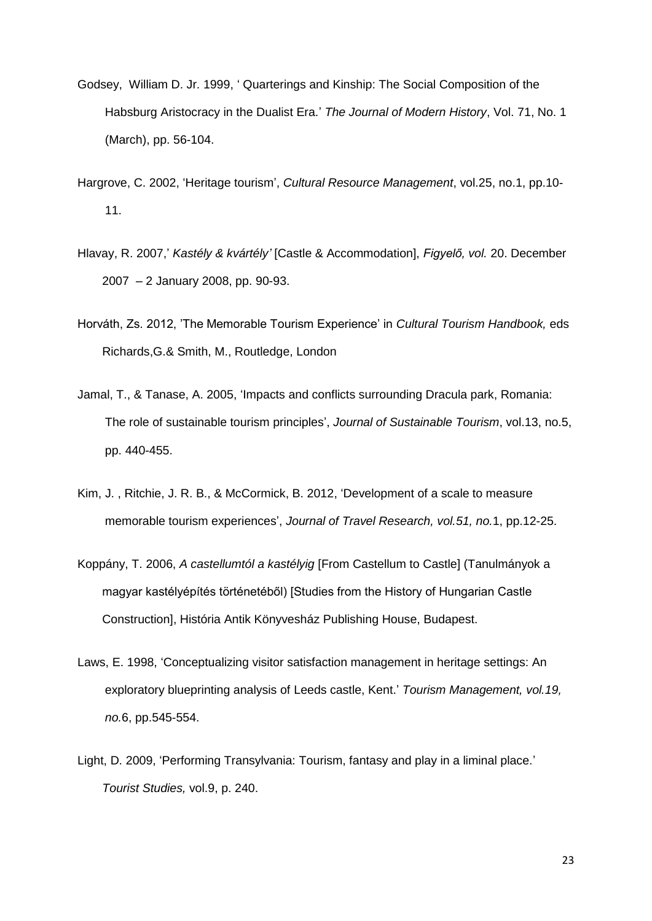Godsey, William D. Jr. 1999, ' Quarterings and Kinship: The Social Composition of the Habsburg Aristocracy in the Dualist Era.' *The Journal of Modern History*, Vol. 71, No. 1 (March), pp. 56-104.

Hargrove, C. 2002, 'Heritage tourism', *Cultural Resource Management*, vol.25, no.1, pp.10-11.

Hlavay, R. 2007,' *Kastély & kvártély'* [Castle & Accommodation], *Figyelő, vol.* 20. December 2007 – 2 January 2008, pp. 90-93.

Horváth, Zs. 2012, 'The Memorable Tourism Experience' in *Cultural Tourism Handbook,* eds Richards,G.& Smith, M., Routledge, London

Jamal, T., & Tanase, A. 2005, 'Impacts and conflicts surrounding Dracula park, Romania: The role of sustainable tourism principles', *Journal of Sustainable Tourism*, vol.13, no.5, pp. 440-455.

Kim, J. , Ritchie, J. R. B., & McCormick, B. 2012, 'Development of a scale to measure memorable tourism experiences', *Journal of Travel Research, vol.51, no.*1, pp.12-25.

Koppány, T. 2006, *A castellumtól a kastélyig* [From Castellum to Castle] (Tanulmányok a magyar kastélyépítés történetéből) [Studies from the History of Hungarian Castle Construction], História Antik Könyvesház Publishing House, Budapest.

Laws, E. 1998, 'Conceptualizing visitor satisfaction management in heritage settings: An exploratory blueprinting analysis of Leeds castle, Kent.' *Tourism Management, vol.19, no.*6, pp.545-554.

Light, D. 2009, 'Performing Transylvania: Tourism, fantasy and play in a liminal place.' *Tourist Studies,* vol.9, p. 240.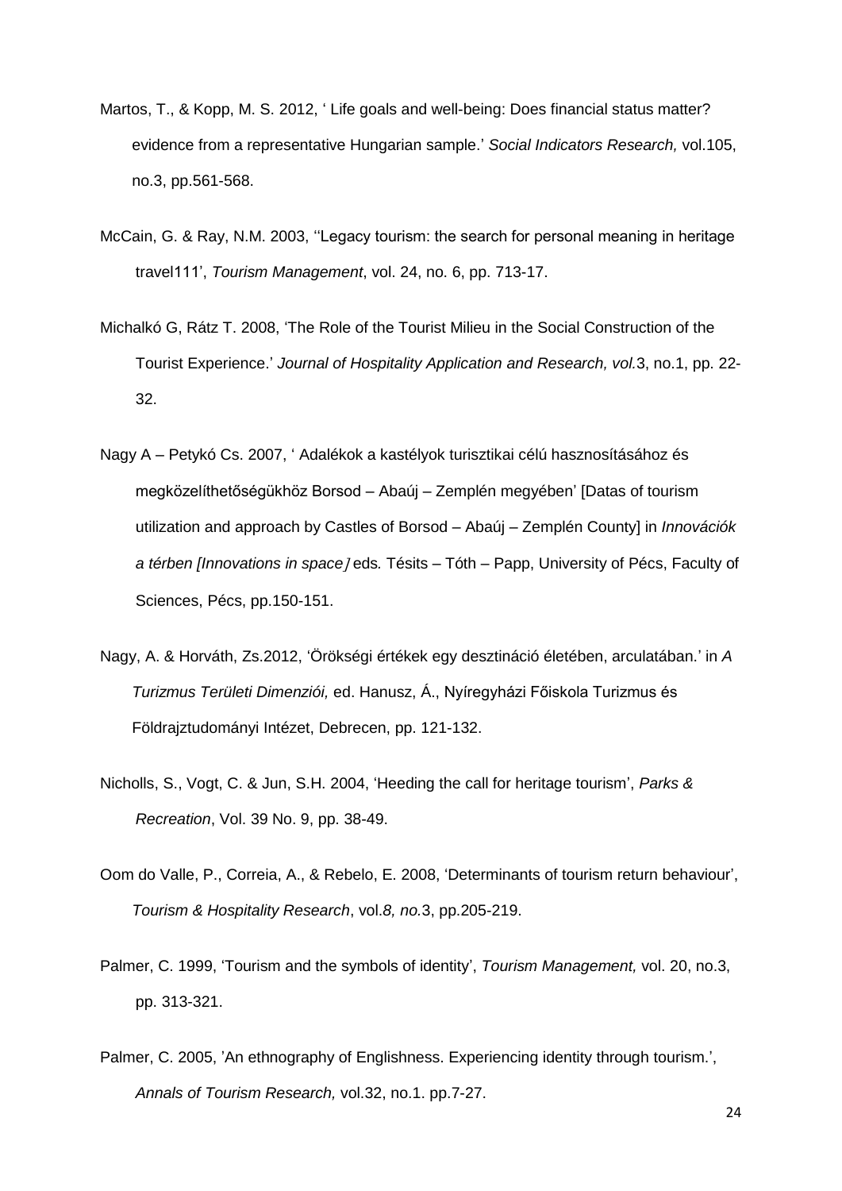Martos, T., & Kopp, M. S. 2012, ' Life goals and well-being: Does financial status matter? evidence from a representative Hungarian sample.' *Social Indicators Research,* vol.105, no.3, pp.561-568.

McCain, G. & Ray, N.M. 2003, ''Legacy tourism: the search for personal meaning in heritage travel111', *Tourism Management*, vol. 24, no. 6, pp. 713-17.

Michalkó G, Rátz T. 2008, 'The Role of the Tourist Milieu in the Social Construction of the Tourist Experience.' *Journal of Hospitality Application and Research, vol.*3, no.1, pp. 22-32.

Nagy A – Petykó Cs. 2007, ' Adalékok a kastélyok turisztikai célú hasznosításához és megközelíthetőségükhöz Borsod – Abaúj – Zemplén megyében' [Datas of tourism utilization and approach by Castles of Borsod – Abaúj – Zemplén County] in *Innovációk a térben [Innovations in space]* eds*.* Tésits – Tóth – Papp, University of Pécs, Faculty of Sciences, Pécs, pp.150-151.

Nagy, A. & Horváth, Zs.2012, 'Örökségi értékek egy desztináció életében, arculatában.' in *A Turizmus Területi Dimenziói,* ed. Hanusz, Á., Nyíregyházi Főiskola Turizmus és Földrajztudományi Intézet, Debrecen, pp. 121-132.

Nicholls, S., Vogt, C. & Jun, S.H. 2004, 'Heeding the call for heritage tourism', *Parks & Recreation*, Vol. 39 No. 9, pp. 38-49.

Oom do Valle, P., Correia, A., & Rebelo, E. 2008, 'Determinants of tourism return behaviour', *Tourism & Hospitality Research*, vol.*8, no.*3, pp.205-219.

Palmer, C. 1999, 'Tourism and the symbols of identity', *Tourism Management,* vol. 20, no.3, pp. 313-321.

Palmer, C. 2005, 'An ethnography of Englishness. Experiencing identity through tourism.', *Annals of Tourism Research,* vol.32, no.1. pp.7-27.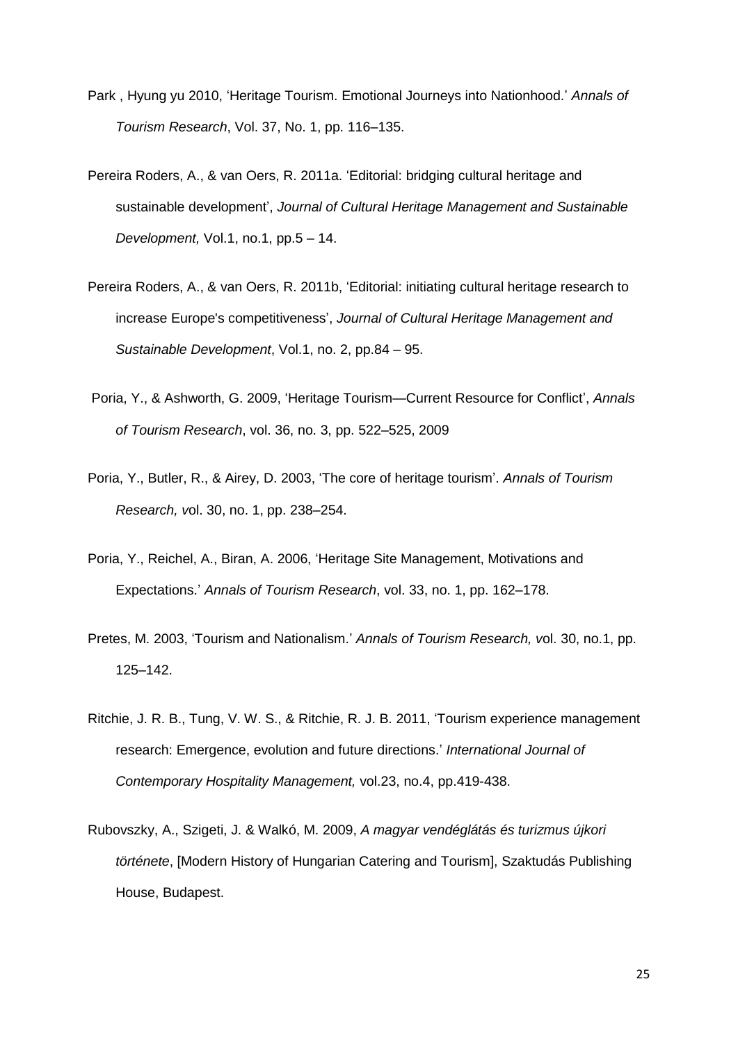Park , Hyung yu 2010, 'Heritage Tourism. Emotional Journeys into Nationhood.' *Annals of Tourism Research*, Vol. 37, No. 1, pp. 116–135.

Pereira Roders, A., & van Oers, R. 2011a. 'Editorial: bridging cultural heritage and sustainable development', *Journal of Cultural Heritage Management and Sustainable Development,* Vol.1, no.1, pp.5 – 14.

Pereira Roders, A., & van Oers, R. 2011b, 'Editorial: initiating cultural heritage research to increase Europe's competitiveness', *Journal of Cultural Heritage Management and Sustainable Development*, Vol.1, no. 2, pp.84 – 95.

Poria, Y., & Ashworth, G. 2009, 'Heritage Tourism—Current Resource for Conflict', *Annals of Tourism Research*, vol. 36, no. 3, pp. 522–525, 2009

Poria, Y., Butler, R., & Airey, D. 2003, 'The core of heritage tourism'. *Annals of Tourism Research, v*ol. 30, no. 1, pp. 238–254.

Poria, Y., Reichel, A., Biran, A. 2006, 'Heritage Site Management, Motivations and Expectations.' *Annals of Tourism Research*, vol. 33, no. 1, pp. 162–178.

Pretes, M. 2003, 'Tourism and Nationalism.' *Annals of Tourism Research, v*ol. 30, no.1, pp. 125–142.

Ritchie, J. R. B., Tung, V. W. S., & Ritchie, R. J. B. 2011, 'Tourism experience management research: Emergence, evolution and future directions.' *International Journal of Contemporary Hospitality Management,* vol.23, no.4, pp.419-438.

Rubovszky, A., Szigeti, J. & Walkó, M. 2009, *A magyar vendéglátás és turizmus újkori története*, [Modern History of Hungarian Catering and Tourism], Szaktudás Publishing House, Budapest.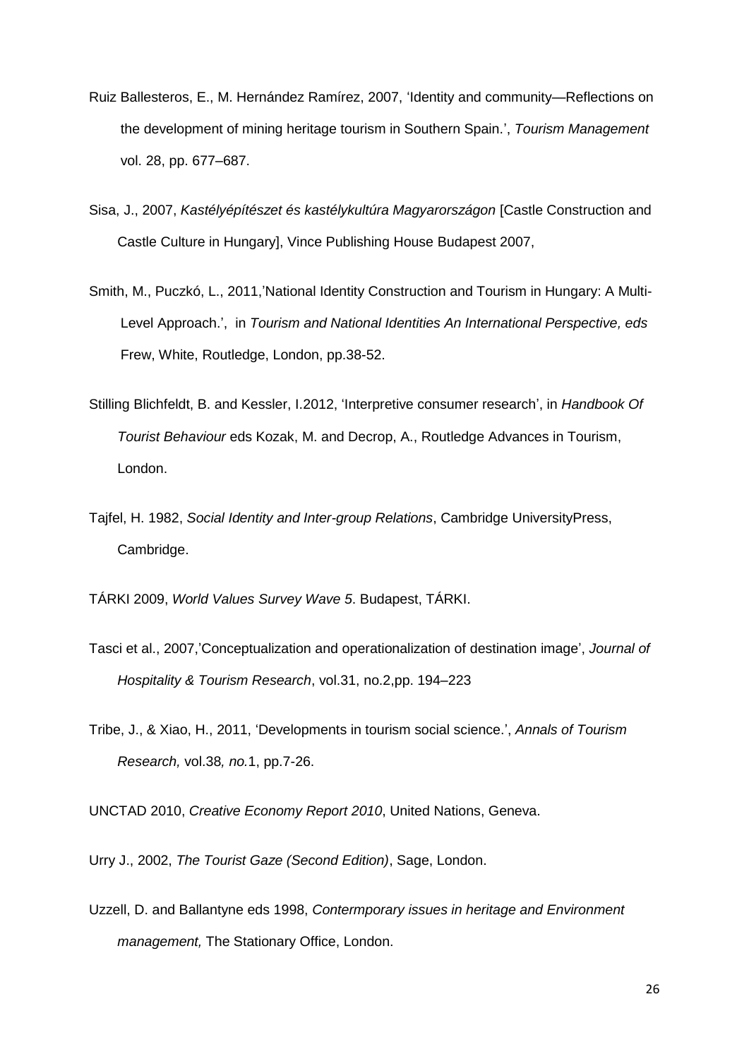Ruiz Ballesteros, E., M. Hernández Ramírez, 2007, 'Identity and community—Reflections on the development of mining heritage tourism in Southern Spain.', *Tourism Management* vol. 28, pp. 677–687.

Sisa, J., 2007, *Kastélyépítészet és kastélykultúra Magyarországon* [Castle Construction and Castle Culture in Hungary], Vince Publishing House Budapest 2007,

Smith, M., Puczkó, L., 2011,'National Identity Construction and Tourism in Hungary: A Multi-Level Approach.', in *Tourism and National Identities An International Perspective, eds* Frew, White, Routledge, London, pp.38-52.

Stilling Blichfeldt, B. and Kessler, I.2012, 'Interpretive consumer research', in *Handbook Of Tourist Behaviour* eds Kozak, M. and Decrop, A., Routledge Advances in Tourism, London.

Tajfel, H. 1982, *Social Identity and Inter-group Relations*, Cambridge UniversityPress, Cambridge.

TÁRKI 2009, *World Values Survey Wave 5*. Budapest, TÁRKI.

Tasci et al., 2007,'Conceptualization and operationalization of destination image', *Journal of Hospitality & Tourism Research*, vol.31, no.2,pp. 194–223

Tribe, J., & Xiao, H., 2011, 'Developments in tourism social science.', *Annals of Tourism Research,* vol.38*, no.*1, pp.7-26.

UNCTAD 2010, *Creative Economy Report 2010*, United Nations, Geneva.

Urry J., 2002, *The Tourist Gaze (Second Edition)*, Sage, London.

Uzzell, D. and Ballantyne eds 1998, *Contermporary issues in heritage and Environment management,* The Stationary Office, London.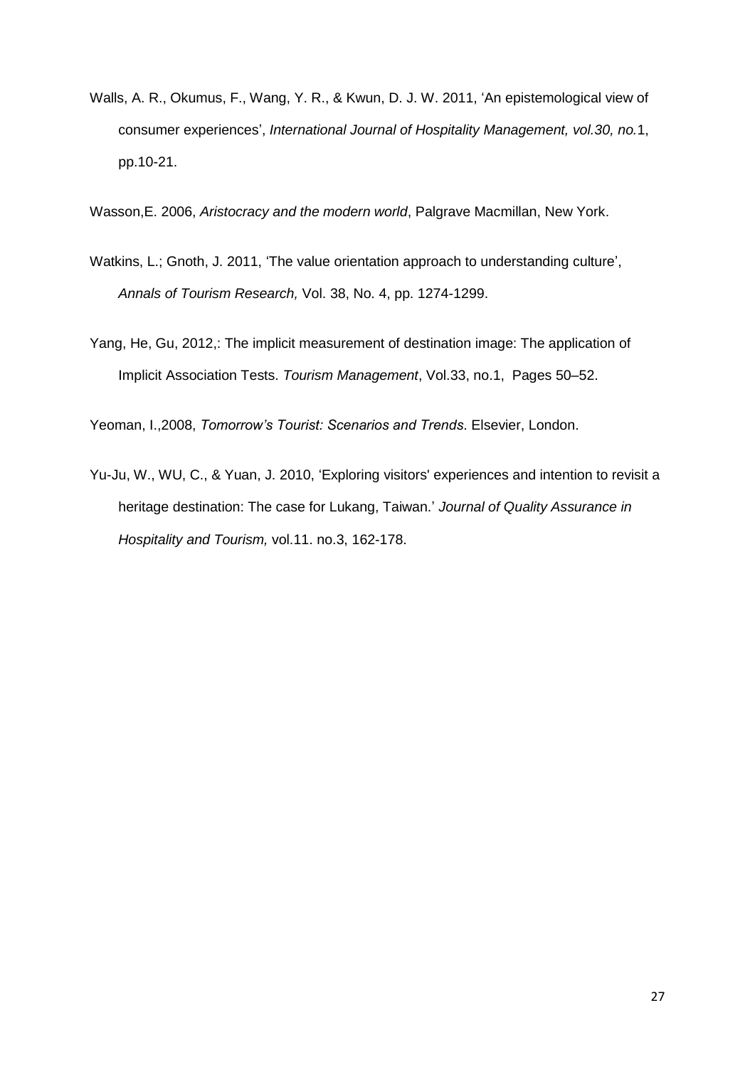Walls, A. R., Okumus, F., Wang, Y. R., & Kwun, D. J. W. 2011, 'An epistemological view of consumer experiences', *International Journal of Hospitality Management, vol.30, no.*1, pp.10-21.

Wasson,E. 2006, *Aristocracy and the modern world*, Palgrave Macmillan, New York.

Watkins, L.; Gnoth, J. 2011, 'The value orientation approach to understanding culture', *Annals of Tourism Research,* Vol. 38, No. 4, pp. 1274-1299.

Yang, He, Gu, 2012,: The implicit measurement of destination image: The application of Implicit Association Tests. *Tourism Management*, Vol.33, no.1, Pages 50–52.

Yeoman, I.,2008, *Tomorrow's Tourist: Scenarios and Trends*. Elsevier, London.

Yu-Ju, W., WU, C., & Yuan, J. 2010, 'Exploring visitors' experiences and intention to revisit a heritage destination: The case for Lukang, Taiwan.' *Journal of Quality Assurance in Hospitality and Tourism,* vol.11. no.3, 162-178.